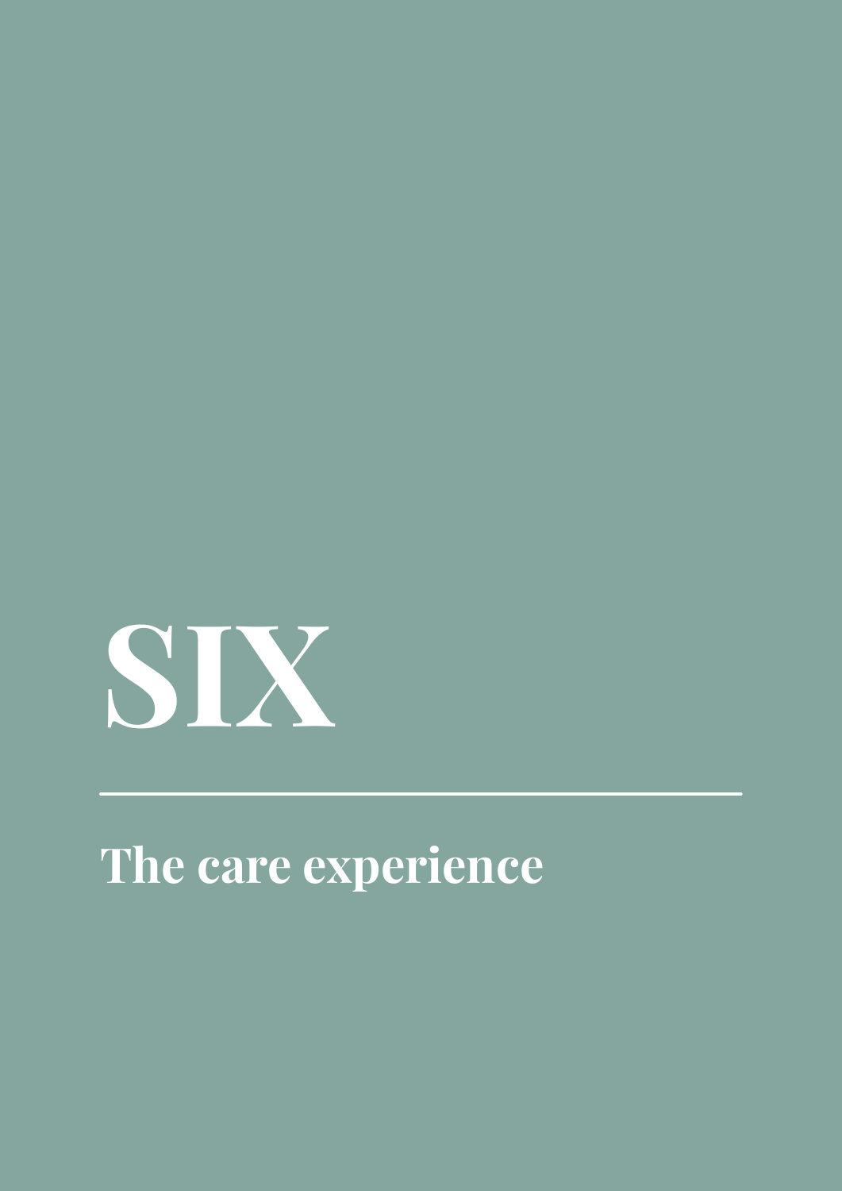# SIX

## The care experience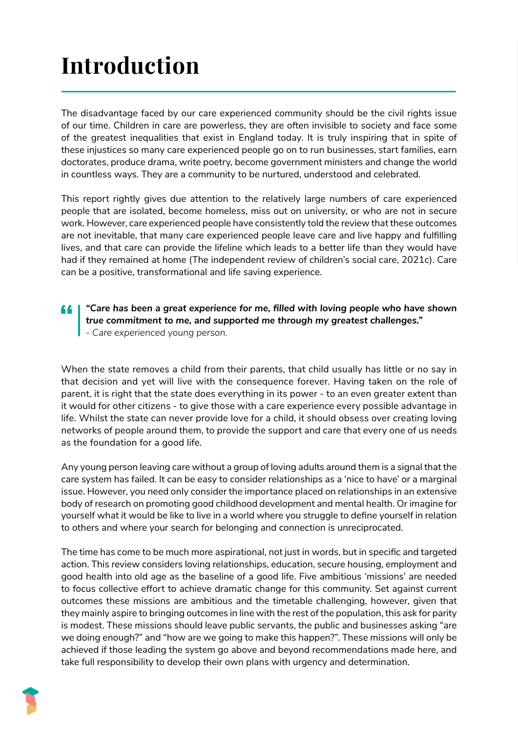# Introduction

The disadvantage faced by our care experienced community should be the civil rights issue of our time. Children in care are powerless, they are often invisible to society and face some of the greatest inequalities that exist in England today. It is truly inspiring that in spite of these injustices so many care experienced people go on to run businesses, start families, earn doctorates, produce drama, write poetry, become government ministers and change the world in countless ways. They are a community to be nurtured, understood and celebrated.

This report rightly gives due attention to the relatively large numbers of care experienced people that are isolated, become homeless, miss out on university, or who are not in secure work. However, care experienced people have consistently told the review that these outcomes are not inevitable, that many care experienced people leave care and live happy and fulfilling lives, and that care can provide the lifeline which leads to a better life than they would have had if they remained at home (The independent review of children's social care, 2021c). Care can be a positive, transformational and life saving experience.

> ***"Care has been a great experience for me, filled with loving people who have shown true commitment to me, and supported me through my greatest challenges."***
> *- Care experienced young person.*

When the state removes a child from their parents, that child usually has little or no say in that decision and yet will live with the consequence forever. Having taken on the role of parent, it is right that the state does everything in its power - to an even greater extent than it would for other citizens - to give those with a care experience every possible advantage in life. Whilst the state can never provide love for a child, it should obsess over creating loving networks of people around them, to provide the support and care that every one of us needs as the foundation for a good life.

Any young person leaving care without a group of loving adults around them is a signal that the care system has failed. It can be easy to consider relationships as a 'nice to have' or a marginal issue. However, you need only consider the importance placed on relationships in an extensive body of research on promoting good childhood development and mental health. Or imagine for yourself what it would be like to live in a world where you struggle to define yourself in relation to others and where your search for belonging and connection is unreciprocated.

The time has come to be much more aspirational, not just in words, but in specific and targeted action. This review considers loving relationships, education, secure housing, employment and good health into old age as the baseline of a good life. Five ambitious 'missions' are needed to focus collective effort to achieve dramatic change for this community. Set against current outcomes these missions are ambitious and the timetable challenging, however, given that they mainly aspire to bringing outcomes in line with the rest of the population, this ask for parity is modest. These missions should leave public servants, the public and businesses asking "are we doing enough?" and "how are we going to make this happen?". These missions will only be achieved if those leading the system go above and beyond recommendations made here, and take full responsibility to develop their own plans with urgency and determination.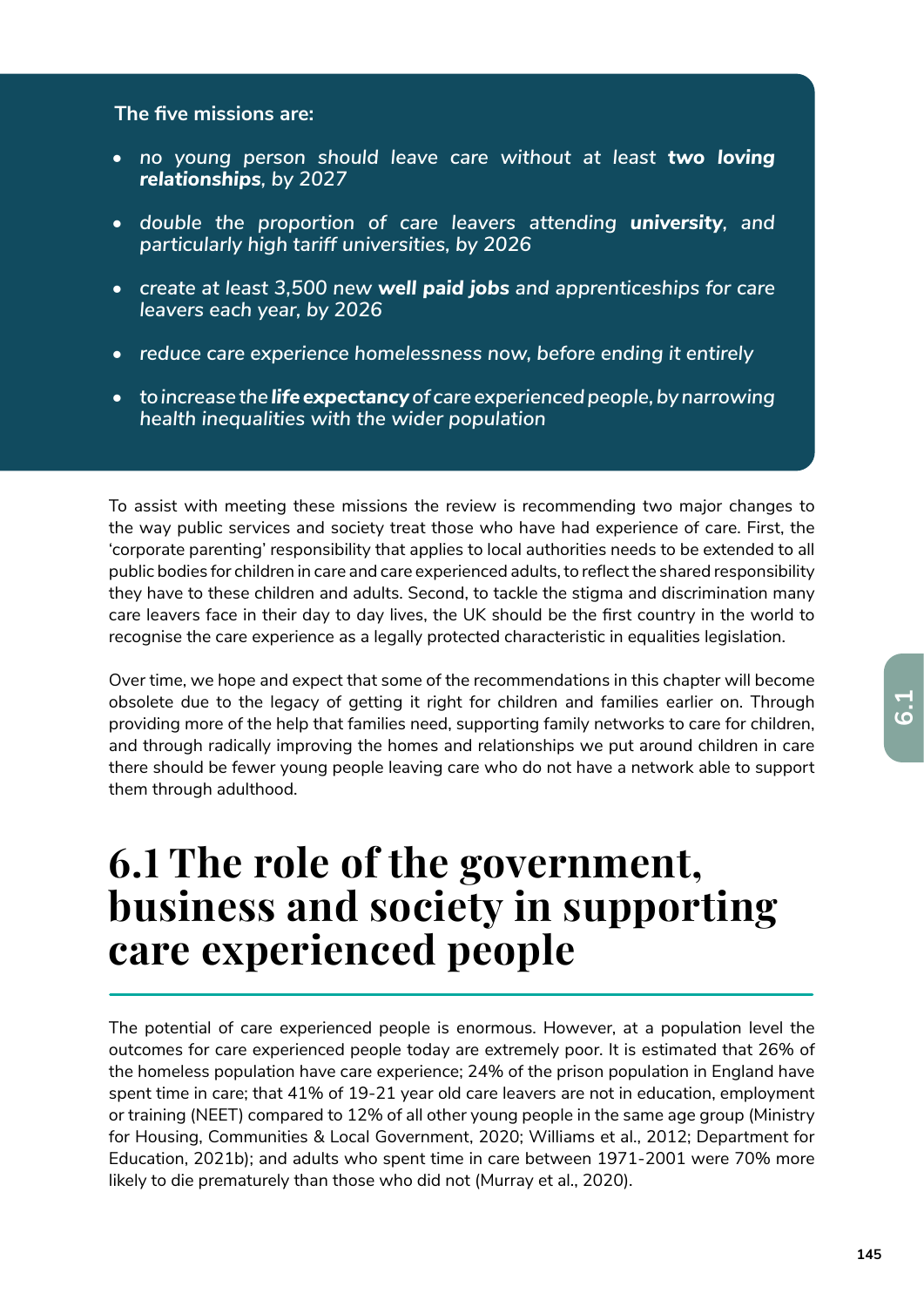**The five missions are:**

- *no young person should leave care without at least **two loving relationships**, by 2027*
- *double the proportion of care leavers attending **university**, and particularly high tariff universities, by 2026*
- *create at least 3,500 new **well paid jobs** and apprenticeships for care leavers each year, by 2026*
- *reduce care experience homelessness now, before ending it entirely*
- *to increase the **life expectancy** of care experienced people, by narrowing health inequalities with the wider population*

To assist with meeting these missions the review is recommending two major changes to the way public services and society treat those who have had experience of care. First, the 'corporate parenting' responsibility that applies to local authorities needs to be extended to all public bodies for children in care and care experienced adults, to reflect the shared responsibility they have to these children and adults. Second, to tackle the stigma and discrimination many care leavers face in their day to day lives, the UK should be the first country in the world to recognise the care experience as a legally protected characteristic in equalities legislation.

Over time, we hope and expect that some of the recommendations in this chapter will become obsolete due to the legacy of getting it right for children and families earlier on. Through providing more of the help that families need, supporting family networks to care for children, and through radically improving the homes and relationships we put around children in care there should be fewer young people leaving care who do not have a network able to support them through adulthood.

# 6.1 The role of the government, business and society in supporting care experienced people

The potential of care experienced people is enormous. However, at a population level the outcomes for care experienced people today are extremely poor. It is estimated that 26% of the homeless population have care experience; 24% of the prison population in England have spent time in care; that 41% of 19-21 year old care leavers are not in education, employment or training (NEET) compared to 12% of all other young people in the same age group (Ministry for Housing, Communities & Local Government, 2020; Williams et al., 2012; Department for Education, 2021b); and adults who spent time in care between 1971-2001 were 70% more likely to die prematurely than those who did not (Murray et al., 2020).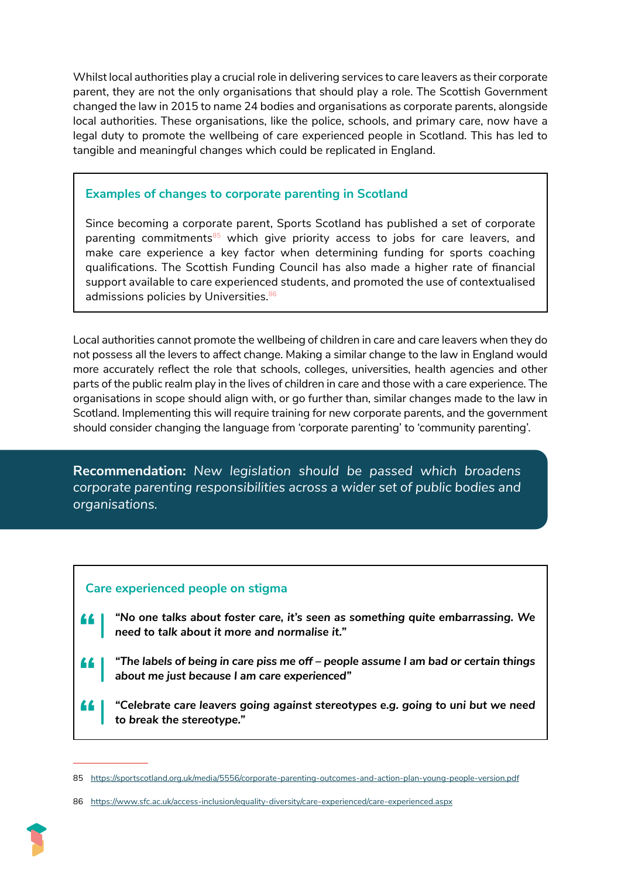Whilst local authorities play a crucial role in delivering services to care leavers as their corporate parent, they are not the only organisations that should play a role. The Scottish Government changed the law in 2015 to name 24 bodies and organisations as corporate parents, alongside local authorities. These organisations, like the police, schools, and primary care, now have a legal duty to promote the wellbeing of care experienced people in Scotland. This has led to tangible and meaningful changes which could be replicated in England.

### Examples of changes to corporate parenting in Scotland

Since becoming a corporate parent, Sports Scotland has published a set of corporate parenting commitments[85] which give priority access to jobs for care leavers, and make care experience a key factor when determining funding for sports coaching qualifications. The Scottish Funding Council has also made a higher rate of financial support available to care experienced students, and promoted the use of contextualised admissions policies by Universities.[86]

Local authorities cannot promote the wellbeing of children in care and care leavers when they do not possess all the levers to affect change. Making a similar change to the law in England would more accurately reflect the role that schools, colleges, universities, health agencies and other parts of the public realm play in the lives of children in care and those with a care experience. The organisations in scope should align with, or go further than, similar changes made to the law in Scotland. Implementing this will require training for new corporate parents, and the government should consider changing the language from 'corporate parenting' to 'community parenting'.

**Recommendation:** *New legislation should be passed which broadens corporate parenting responsibilities across a wider set of public bodies and organisations.*

### Care experienced people on stigma

> ***"No one talks about foster care, it's seen as something quite embarrassing. We need to talk about it more and normalise it."***

> ***"The labels of being in care piss me off – people assume I am bad or certain things about me just because I am care experienced"***

> ***"Celebrate care leavers going against stereotypes e.g. going to uni but we need to break the stereotype."***

---

85 https://sportscotland.org.uk/media/5556/corporate-parenting-outcomes-and-action-plan-young-people-version.pdf

86 https://www.sfc.ac.uk/access-inclusion/equality-diversity/care-experienced/care-experienced.aspx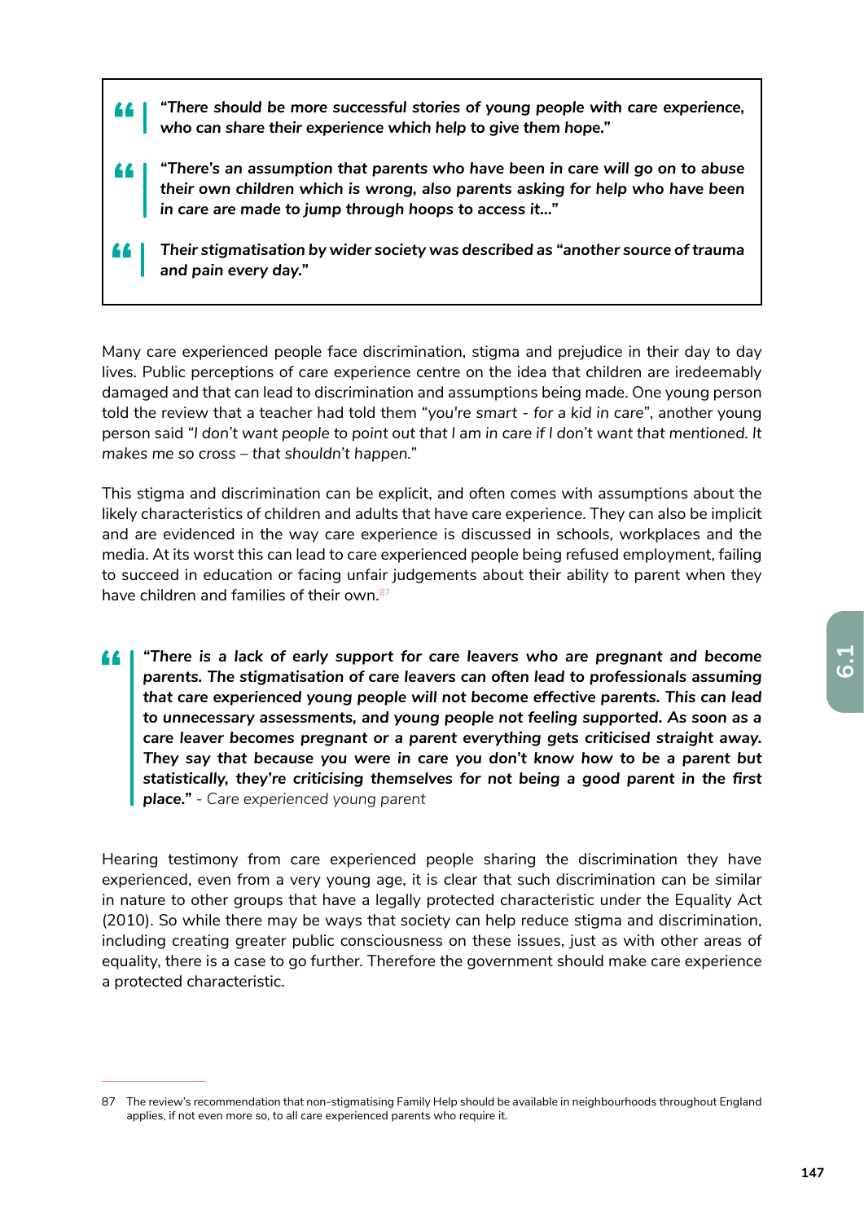> ***"There should be more successful stories of young people with care experience, who can share their experience which help to give them hope."***

> ***"There's an assumption that parents who have been in care will go on to abuse their own children which is wrong, also parents asking for help who have been in care are made to jump through hoops to access it..."***

> ***Their stigmatisation by wider society was described as "another source of trauma and pain every day."***

Many care experienced people face discrimination, stigma and prejudice in their day to day lives. Public perceptions of care experience centre on the idea that children are iredeemably damaged and that can lead to discrimination and assumptions being made. One young person told the review that a teacher had told them "*you're smart - for a kid in care*", another young person said *"I don't want people to point out that I am in care if I don't want that mentioned. It makes me so cross – that shouldn't happen."*

This stigma and discrimination can be explicit, and often comes with assumptions about the likely characteristics of children and adults that have care experience. They can also be implicit and are evidenced in the way care experience is discussed in schools, workplaces and the media. At its worst this can lead to care experienced people being refused employment, failing to succeed in education or facing unfair judgements about their ability to parent when they have children and families of their own.[87]

> ***"There is a lack of early support for care leavers who are pregnant and become parents. The stigmatisation of care leavers can often lead to professionals assuming that care experienced young people will not become effective parents. This can lead to unnecessary assessments, and young people not feeling supported. As soon as a care leaver becomes pregnant or a parent everything gets criticised straight away. They say that because you were in care you don't know how to be a parent but statistically, they're criticising themselves for not being a good parent in the first place."*** *- Care experienced young parent*

Hearing testimony from care experienced people sharing the discrimination they have experienced, even from a very young age, it is clear that such discrimination can be similar in nature to other groups that have a legally protected characteristic under the Equality Act (2010). So while there may be ways that society can help reduce stigma and discrimination, including creating greater public consciousness on these issues, just as with other areas of equality, there is a case to go further. Therefore the government should make care experience a protected characteristic.

---

87 The review's recommendation that non-stigmatising Family Help should be available in neighbourhoods throughout England applies, if not even more so, to all care experienced parents who require it.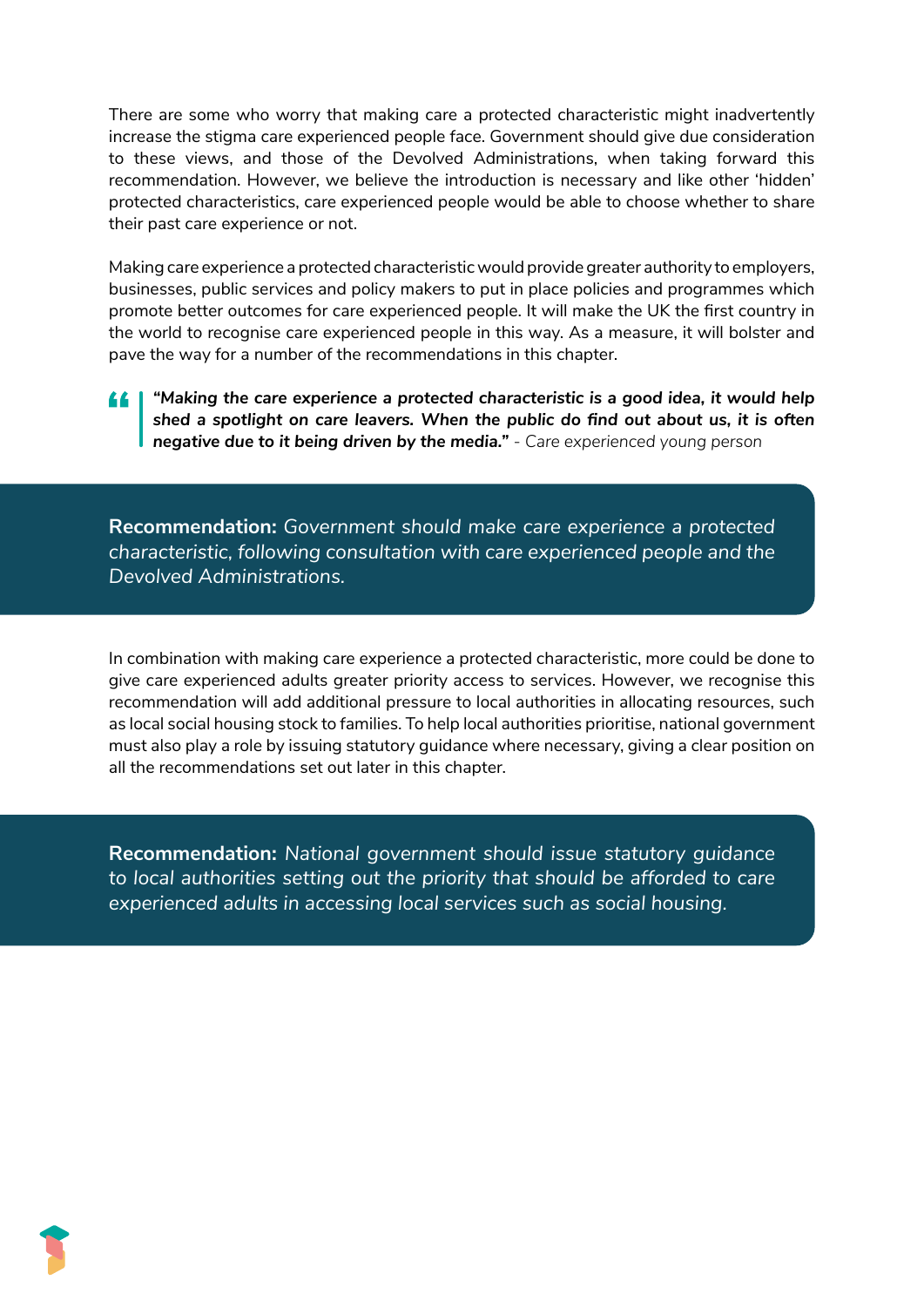There are some who worry that making care a protected characteristic might inadvertently increase the stigma care experienced people face. Government should give due consideration to these views, and those of the Devolved Administrations, when taking forward this recommendation. However, we believe the introduction is necessary and like other 'hidden' protected characteristics, care experienced people would be able to choose whether to share their past care experience or not.

Making care experience a protected characteristic would provide greater authority to employers, businesses, public services and policy makers to put in place policies and programmes which promote better outcomes for care experienced people. It will make the UK the first country in the world to recognise care experienced people in this way. As a measure, it will bolster and pave the way for a number of the recommendations in this chapter.

> ***"Making the care experience a protected characteristic is a good idea, it would help shed a spotlight on care leavers. When the public do find out about us, it is often negative due to it being driven by the media."*** - *Care experienced young person*

**Recommendation:** *Government should make care experience a protected characteristic, following consultation with care experienced people and the Devolved Administrations.*

In combination with making care experience a protected characteristic, more could be done to give care experienced adults greater priority access to services. However, we recognise this recommendation will add additional pressure to local authorities in allocating resources, such as local social housing stock to families. To help local authorities prioritise, national government must also play a role by issuing statutory guidance where necessary, giving a clear position on all the recommendations set out later in this chapter.

**Recommendation:** *National government should issue statutory guidance to local authorities setting out the priority that should be afforded to care experienced adults in accessing local services such as social housing.*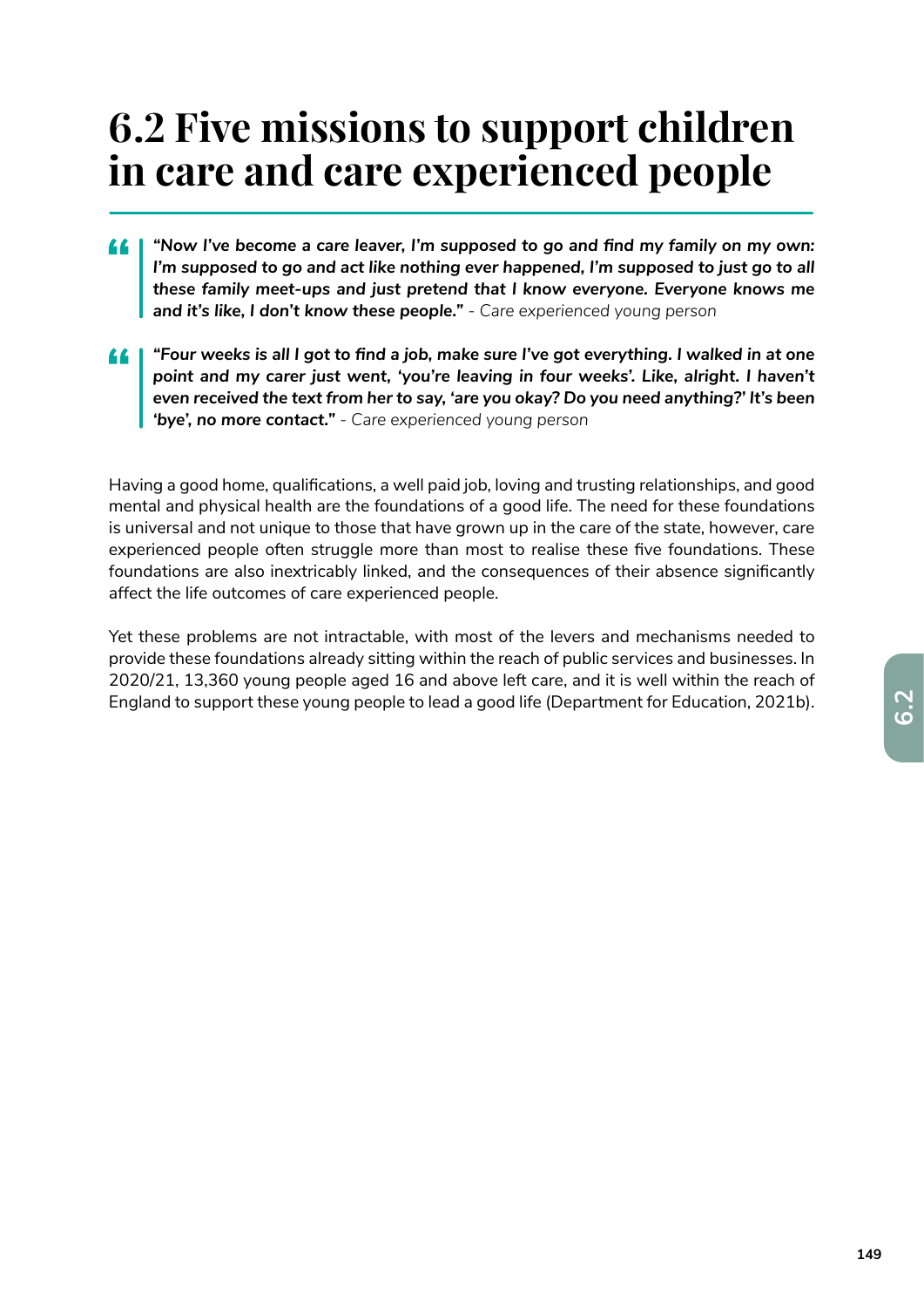# 6.2 Five missions to support children in care and care experienced people

> ***"Now I've become a care leaver, I'm supposed to go and find my family on my own: I'm supposed to go and act like nothing ever happened, I'm supposed to just go to all these family meet-ups and just pretend that I know everyone. Everyone knows me and it's like, I don't know these people."*** - Care experienced young person

> ***"Four weeks is all I got to find a job, make sure I've got everything. I walked in at one point and my carer just went, 'you're leaving in four weeks'. Like, alright. I haven't even received the text from her to say, 'are you okay? Do you need anything?' It's been 'bye', no more contact."*** - Care experienced young person

Having a good home, qualifications, a well paid job, loving and trusting relationships, and good mental and physical health are the foundations of a good life. The need for these foundations is universal and not unique to those that have grown up in the care of the state, however, care experienced people often struggle more than most to realise these five foundations. These foundations are also inextricably linked, and the consequences of their absence significantly affect the life outcomes of care experienced people.

Yet these problems are not intractable, with most of the levers and mechanisms needed to provide these foundations already sitting within the reach of public services and businesses. In 2020/21, 13,360 young people aged 16 and above left care, and it is well within the reach of England to support these young people to lead a good life (Department for Education, 2021b).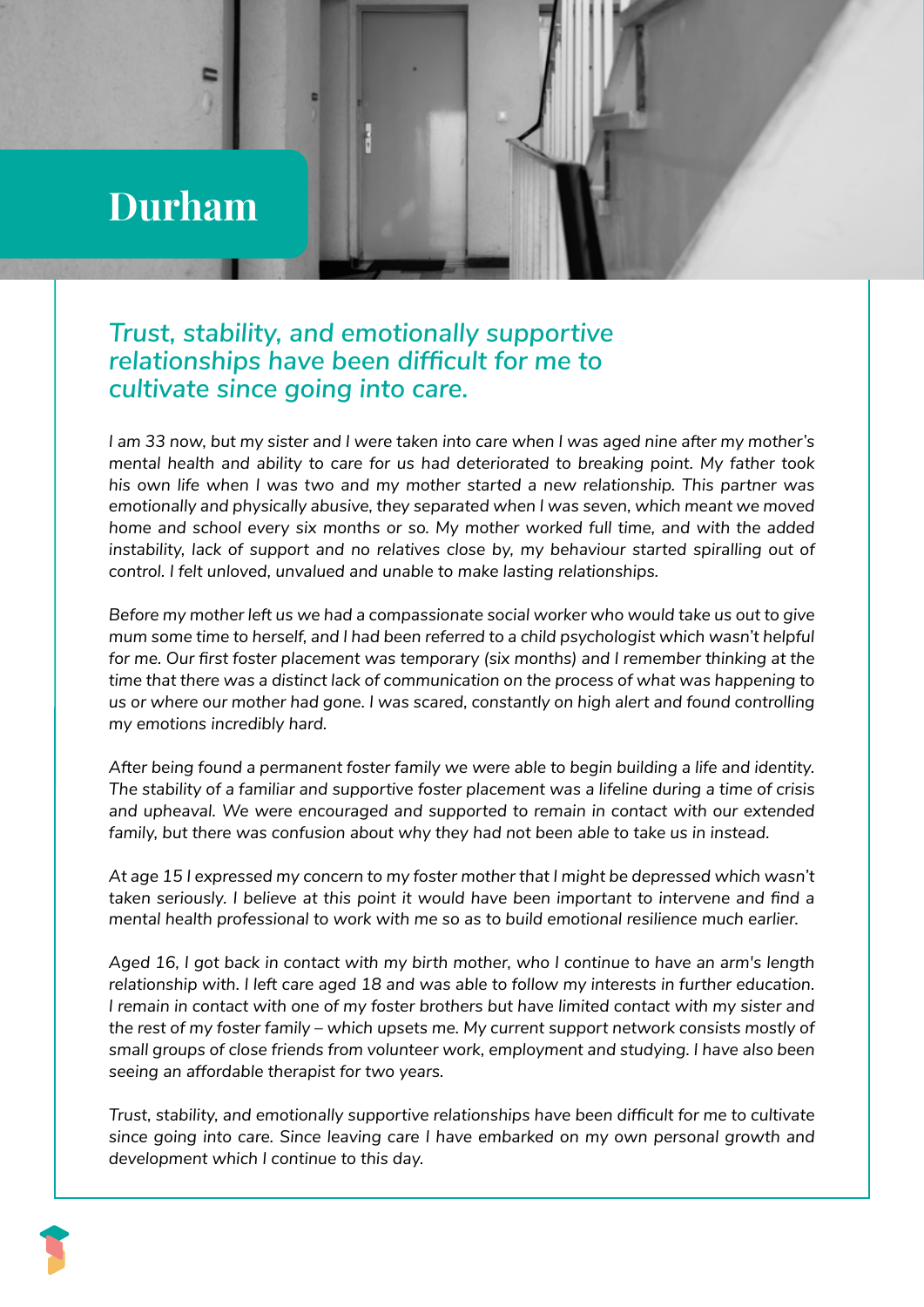# Durham

## *Trust, stability, and emotionally supportive relationships have been difficult for me to cultivate since going into care.*

*I am 33 now, but my sister and I were taken into care when I was aged nine after my mother's mental health and ability to care for us had deteriorated to breaking point. My father took his own life when I was two and my mother started a new relationship. This partner was emotionally and physically abusive, they separated when I was seven, which meant we moved home and school every six months or so. My mother worked full time, and with the added instability, lack of support and no relatives close by, my behaviour started spiralling out of control. I felt unloved, unvalued and unable to make lasting relationships.*

*Before my mother left us we had a compassionate social worker who would take us out to give mum some time to herself, and I had been referred to a child psychologist which wasn't helpful for me. Our first foster placement was temporary (six months) and I remember thinking at the time that there was a distinct lack of communication on the process of what was happening to us or where our mother had gone. I was scared, constantly on high alert and found controlling my emotions incredibly hard.*

*After being found a permanent foster family we were able to begin building a life and identity. The stability of a familiar and supportive foster placement was a lifeline during a time of crisis and upheaval. We were encouraged and supported to remain in contact with our extended family, but there was confusion about why they had not been able to take us in instead.*

*At age 15 I expressed my concern to my foster mother that I might be depressed which wasn't taken seriously. I believe at this point it would have been important to intervene and find a mental health professional to work with me so as to build emotional resilience much earlier.*

*Aged 16, I got back in contact with my birth mother, who I continue to have an arm's length relationship with. I left care aged 18 and was able to follow my interests in further education. I remain in contact with one of my foster brothers but have limited contact with my sister and the rest of my foster family – which upsets me. My current support network consists mostly of small groups of close friends from volunteer work, employment and studying. I have also been seeing an affordable therapist for two years.*

*Trust, stability, and emotionally supportive relationships have been difficult for me to cultivate since going into care. Since leaving care I have embarked on my own personal growth and development which I continue to this day.*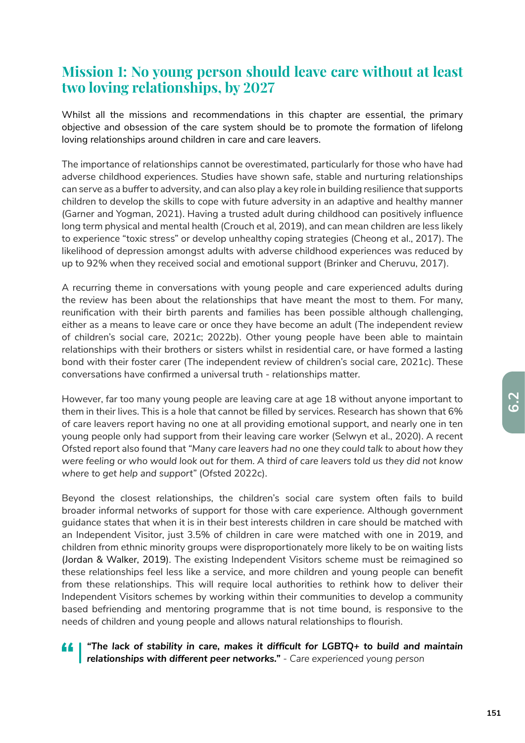## Mission 1: No young person should leave care without at least two loving relationships, by 2027

Whilst all the missions and recommendations in this chapter are essential, the primary objective and obsession of the care system should be to promote the formation of lifelong loving relationships around children in care and care leavers.

The importance of relationships cannot be overestimated, particularly for those who have had adverse childhood experiences. Studies have shown safe, stable and nurturing relationships can serve as a buffer to adversity, and can also play a key role in building resilience that supports children to develop the skills to cope with future adversity in an adaptive and healthy manner (Garner and Yogman, 2021). Having a trusted adult during childhood can positively influence long term physical and mental health (Crouch et al, 2019), and can mean children are less likely to experience "toxic stress" or develop unhealthy coping strategies (Cheong et al., 2017). The likelihood of depression amongst adults with adverse childhood experiences was reduced by up to 92% when they received social and emotional support (Brinker and Cheruvu, 2017).

A recurring theme in conversations with young people and care experienced adults during the review has been about the relationships that have meant the most to them. For many, reunification with their birth parents and families has been possible although challenging, either as a means to leave care or once they have become an adult (The independent review of children's social care, 2021c; 2022b). Other young people have been able to maintain relationships with their brothers or sisters whilst in residential care, or have formed a lasting bond with their foster carer (The independent review of children's social care, 2021c). These conversations have confirmed a universal truth - relationships matter.

However, far too many young people are leaving care at age 18 without anyone important to them in their lives. This is a hole that cannot be filled by services. Research has shown that 6% of care leavers report having no one at all providing emotional support, and nearly one in ten young people only had support from their leaving care worker (Selwyn et al., 2020). A recent Ofsted report also found that "*Many care leavers had no one they could talk to about how they were feeling or who would look out for them. A third of care leavers told us they did not know where to get help and support*" (Ofsted 2022c).

Beyond the closest relationships, the children's social care system often fails to build broader informal networks of support for those with care experience. Although government guidance states that when it is in their best interests children in care should be matched with an Independent Visitor, just 3.5% of children in care were matched with one in 2019, and children from ethnic minority groups were disproportionately more likely to be on waiting lists (Jordan & Walker, 2019). The existing Independent Visitors scheme must be reimagined so these relationships feel less like a service, and more children and young people can benefit from these relationships. This will require local authorities to rethink how to deliver their Independent Visitors schemes by working within their communities to develop a community based befriending and mentoring programme that is not time bound, is responsive to the needs of children and young people and allows natural relationships to flourish.

> ***"The lack of stability in care, makes it difficult for LGBTQ+ to build and maintain relationships with different peer networks."*** *- Care experienced young person*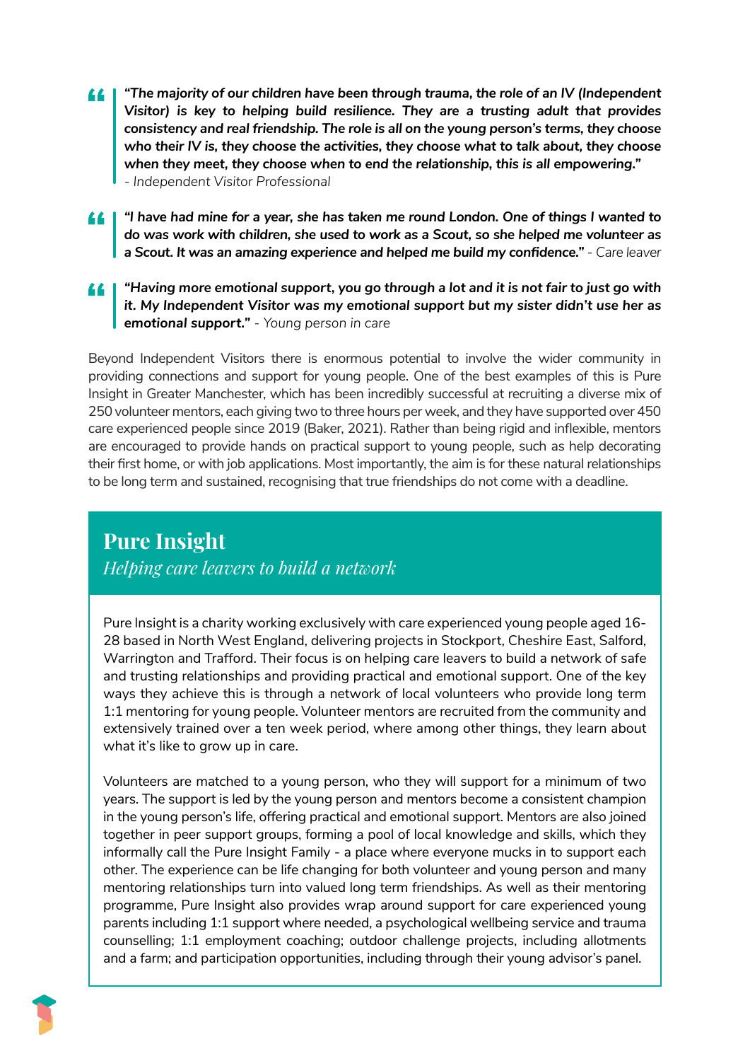> ***"The majority of our children have been through trauma, the role of an IV (Independent Visitor) is key to helping build resilience. They are a trusting adult that provides consistency and real friendship. The role is all on the young person's terms, they choose who their IV is, they choose the activities, they choose what to talk about, they choose when they meet, they choose when to end the relationship, this is all empowering."***
> *- Independent Visitor Professional*

> ***"I have had mine for a year, she has taken me round London. One of things I wanted to do was work with children, she used to work as a Scout, so she helped me volunteer as a Scout. It was an amazing experience and helped me build my confidence."*** - Care leaver

> ***"Having more emotional support, you go through a lot and it is not fair to just go with it. My Independent Visitor was my emotional support but my sister didn't use her as emotional support."*** *- Young person in care*

Beyond Independent Visitors there is enormous potential to involve the wider community in providing connections and support for young people. One of the best examples of this is Pure Insight in Greater Manchester, which has been incredibly successful at recruiting a diverse mix of 250 volunteer mentors, each giving two to three hours per week, and they have supported over 450 care experienced people since 2019 (Baker, 2021). Rather than being rigid and inflexible, mentors are encouraged to provide hands on practical support to young people, such as help decorating their first home, or with job applications. Most importantly, the aim is for these natural relationships to be long term and sustained, recognising that true friendships do not come with a deadline.

## Pure Insight

*Helping care leavers to build a network*

Pure Insight is a charity working exclusively with care experienced young people aged 16-28 based in North West England, delivering projects in Stockport, Cheshire East, Salford, Warrington and Trafford. Their focus is on helping care leavers to build a network of safe and trusting relationships and providing practical and emotional support. One of the key ways they achieve this is through a network of local volunteers who provide long term 1:1 mentoring for young people. Volunteer mentors are recruited from the community and extensively trained over a ten week period, where among other things, they learn about what it's like to grow up in care.

Volunteers are matched to a young person, who they will support for a minimum of two years. The support is led by the young person and mentors become a consistent champion in the young person's life, offering practical and emotional support. Mentors are also joined together in peer support groups, forming a pool of local knowledge and skills, which they informally call the Pure Insight Family - a place where everyone mucks in to support each other. The experience can be life changing for both volunteer and young person and many mentoring relationships turn into valued long term friendships. As well as their mentoring programme, Pure Insight also provides wrap around support for care experienced young parents including 1:1 support where needed, a psychological wellbeing service and trauma counselling; 1:1 employment coaching; outdoor challenge projects, including allotments and a farm; and participation opportunities, including through their young advisor's panel.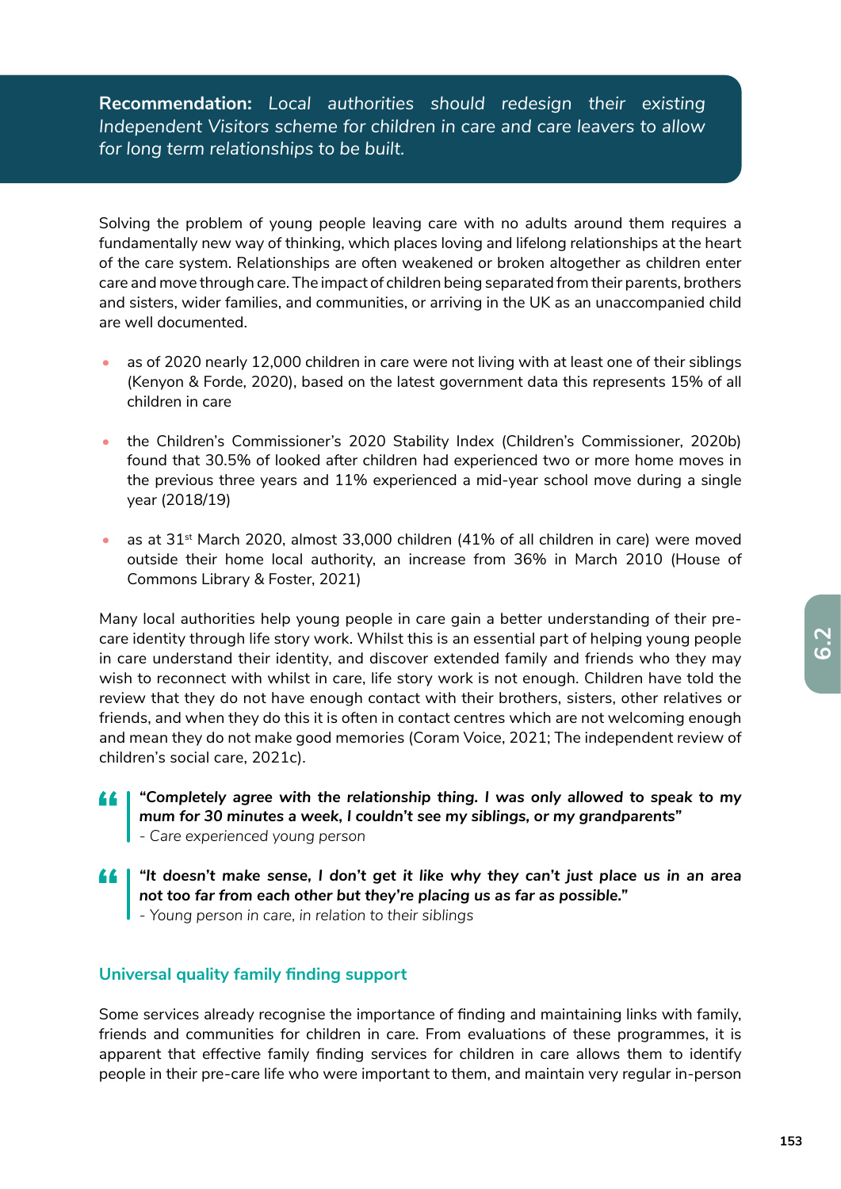**Recommendation:** *Local authorities should redesign their existing Independent Visitors scheme for children in care and care leavers to allow for long term relationships to be built.*

Solving the problem of young people leaving care with no adults around them requires a fundamentally new way of thinking, which places loving and lifelong relationships at the heart of the care system. Relationships are often weakened or broken altogether as children enter care and move through care. The impact of children being separated from their parents, brothers and sisters, wider families, and communities, or arriving in the UK as an unaccompanied child are well documented.

- as of 2020 nearly 12,000 children in care were not living with at least one of their siblings (Kenyon & Forde, 2020), based on the latest government data this represents 15% of all children in care
- the Children's Commissioner's 2020 Stability Index (Children's Commissioner, 2020b) found that 30.5% of looked after children had experienced two or more home moves in the previous three years and 11% experienced a mid-year school move during a single year (2018/19)
- as at 31st March 2020, almost 33,000 children (41% of all children in care) were moved outside their home local authority, an increase from 36% in March 2010 (House of Commons Library & Foster, 2021)

Many local authorities help young people in care gain a better understanding of their pre-care identity through life story work. Whilst this is an essential part of helping young people in care understand their identity, and discover extended family and friends who they may wish to reconnect with whilst in care, life story work is not enough. Children have told the review that they do not have enough contact with their brothers, sisters, other relatives or friends, and when they do this it is often in contact centres which are not welcoming enough and mean they do not make good memories (Coram Voice, 2021; The independent review of children's social care, 2021c).

> ***"Completely agree with the relationship thing. I was only allowed to speak to my mum for 30 minutes a week, I couldn't see my siblings, or my grandparents"***
> - Care experienced young person

> ***"It doesn't make sense, I don't get it like why they can't just place us in an area not too far from each other but they're placing us as far as possible."***
> *- Young person in care, in relation to their siblings*

### Universal quality family finding support

Some services already recognise the importance of finding and maintaining links with family, friends and communities for children in care. From evaluations of these programmes, it is apparent that effective family finding services for children in care allows them to identify people in their pre-care life who were important to them, and maintain very regular in-person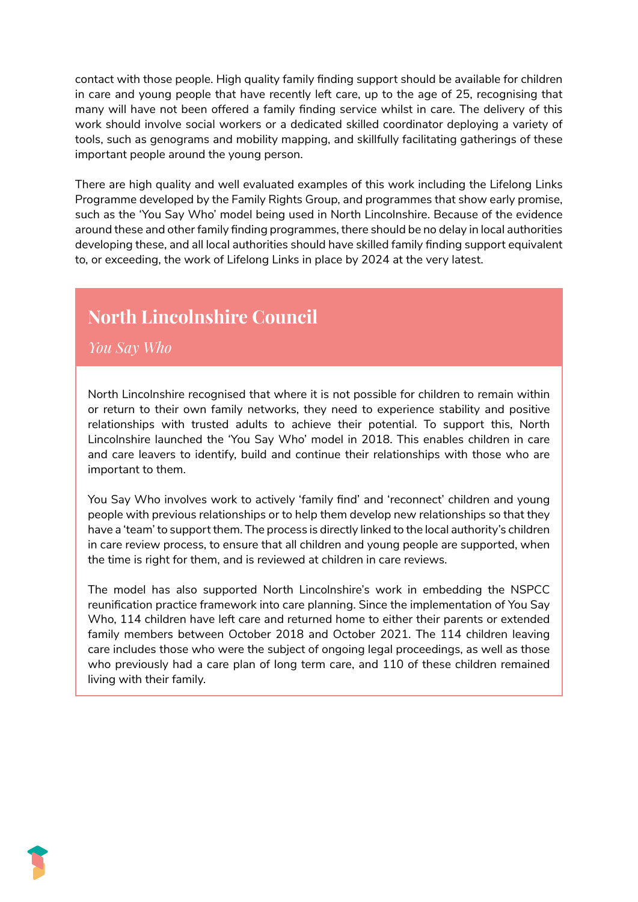contact with those people. High quality family finding support should be available for children in care and young people that have recently left care, up to the age of 25, recognising that many will have not been offered a family finding service whilst in care. The delivery of this work should involve social workers or a dedicated skilled coordinator deploying a variety of tools, such as genograms and mobility mapping, and skillfully facilitating gatherings of these important people around the young person.

There are high quality and well evaluated examples of this work including the Lifelong Links Programme developed by the Family Rights Group, and programmes that show early promise, such as the 'You Say Who' model being used in North Lincolnshire. Because of the evidence around these and other family finding programmes, there should be no delay in local authorities developing these, and all local authorities should have skilled family finding support equivalent to, or exceeding, the work of Lifelong Links in place by 2024 at the very latest.

## North Lincolnshire Council

*You Say Who*

North Lincolnshire recognised that where it is not possible for children to remain within or return to their own family networks, they need to experience stability and positive relationships with trusted adults to achieve their potential. To support this, North Lincolnshire launched the 'You Say Who' model in 2018. This enables children in care and care leavers to identify, build and continue their relationships with those who are important to them.

You Say Who involves work to actively 'family find' and 'reconnect' children and young people with previous relationships or to help them develop new relationships so that they have a 'team' to support them. The process is directly linked to the local authority's children in care review process, to ensure that all children and young people are supported, when the time is right for them, and is reviewed at children in care reviews.

The model has also supported North Lincolnshire's work in embedding the NSPCC reunification practice framework into care planning. Since the implementation of You Say Who, 114 children have left care and returned home to either their parents or extended family members between October 2018 and October 2021. The 114 children leaving care includes those who were the subject of ongoing legal proceedings, as well as those who previously had a care plan of long term care, and 110 of these children remained living with their family.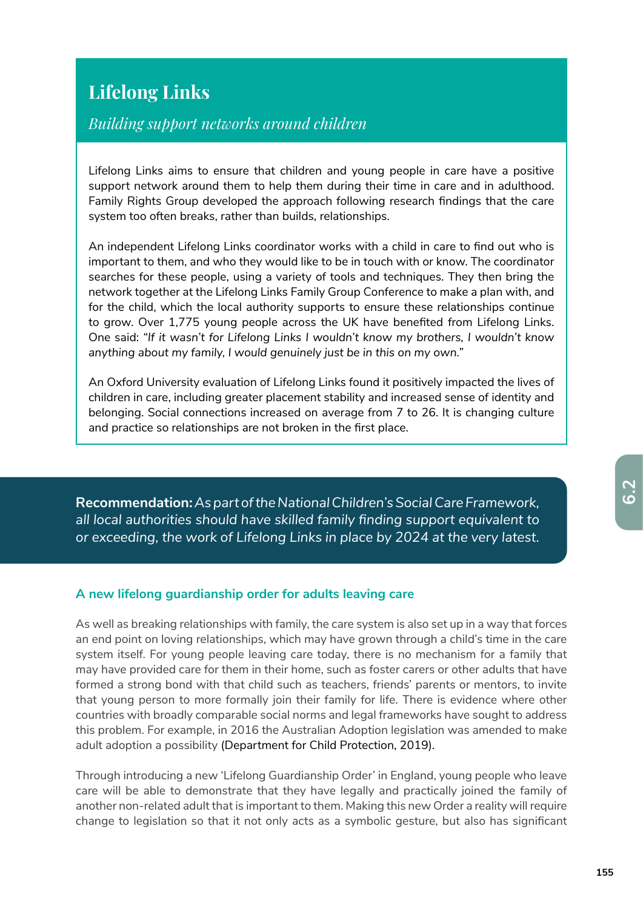## Lifelong Links

*Building support networks around children*

Lifelong Links aims to ensure that children and young people in care have a positive support network around them to help them during their time in care and in adulthood. Family Rights Group developed the approach following research findings that the care system too often breaks, rather than builds, relationships.

An independent Lifelong Links coordinator works with a child in care to find out who is important to them, and who they would like to be in touch with or know. The coordinator searches for these people, using a variety of tools and techniques. They then bring the network together at the Lifelong Links Family Group Conference to make a plan with, and for the child, which the local authority supports to ensure these relationships continue to grow. Over 1,775 young people across the UK have benefited from Lifelong Links. One said: *"If it wasn't for Lifelong Links I wouldn't know my brothers, I wouldn't know anything about my family, I would genuinely just be in this on my own."*

An Oxford University evaluation of Lifelong Links found it positively impacted the lives of children in care, including greater placement stability and increased sense of identity and belonging. Social connections increased on average from 7 to 26. It is changing culture and practice so relationships are not broken in the first place.

**Recommendation:** *As part of the National Children's Social Care Framework, all local authorities should have skilled family finding support equivalent to or exceeding, the work of Lifelong Links in place by 2024 at the very latest.*

### A new lifelong guardianship order for adults leaving care

As well as breaking relationships with family, the care system is also set up in a way that forces an end point on loving relationships, which may have grown through a child's time in the care system itself. For young people leaving care today, there is no mechanism for a family that may have provided care for them in their home, such as foster carers or other adults that have formed a strong bond with that child such as teachers, friends' parents or mentors, to invite that young person to more formally join their family for life. There is evidence where other countries with broadly comparable social norms and legal frameworks have sought to address this problem. For example, in 2016 the Australian Adoption legislation was amended to make adult adoption a possibility (Department for Child Protection, 2019).

Through introducing a new 'Lifelong Guardianship Order' in England, young people who leave care will be able to demonstrate that they have legally and practically joined the family of another non-related adult that is important to them. Making this new Order a reality will require change to legislation so that it not only acts as a symbolic gesture, but also has significant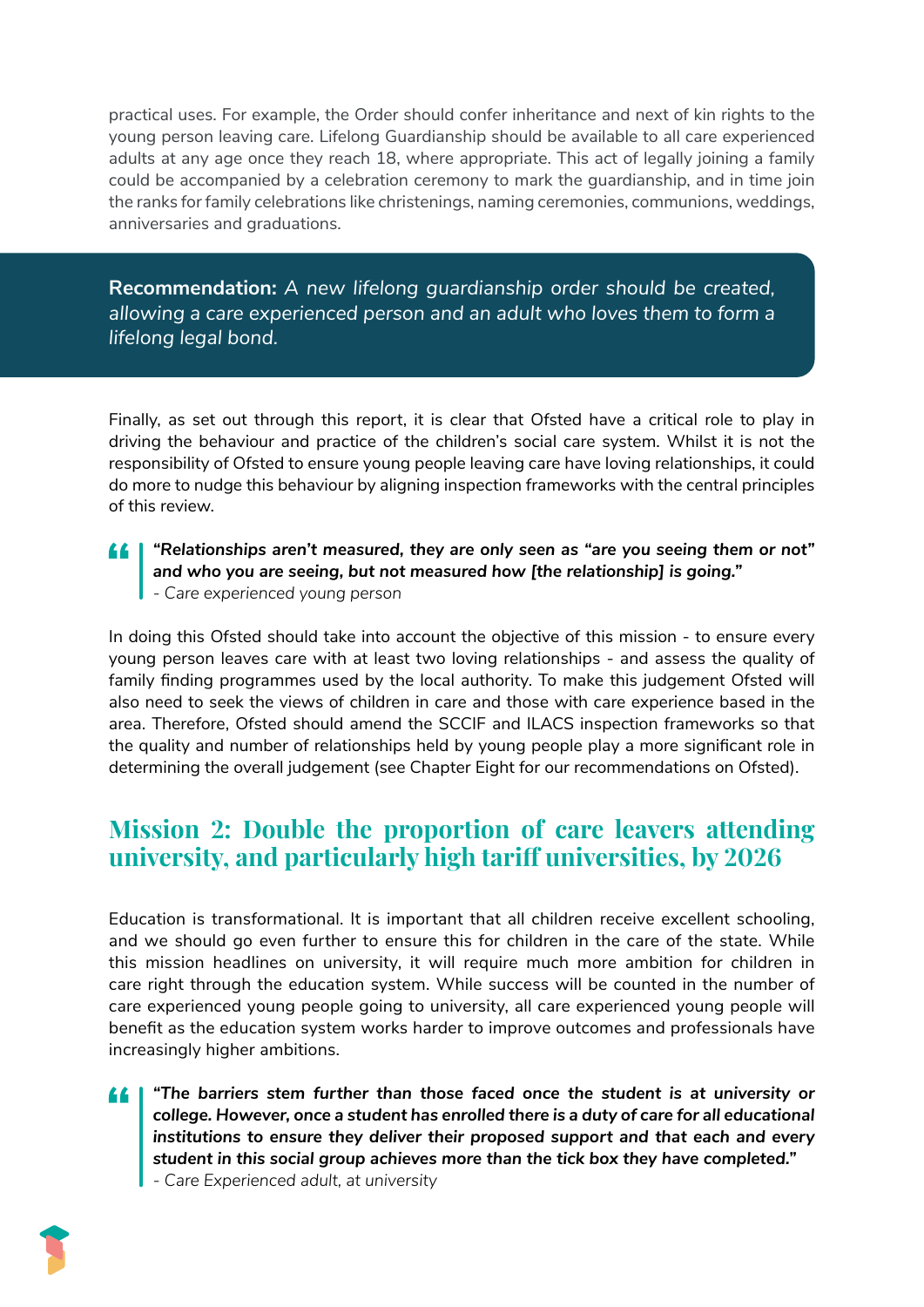practical uses. For example, the Order should confer inheritance and next of kin rights to the young person leaving care. Lifelong Guardianship should be available to all care experienced adults at any age once they reach 18, where appropriate. This act of legally joining a family could be accompanied by a celebration ceremony to mark the guardianship, and in time join the ranks for family celebrations like christenings, naming ceremonies, communions, weddings, anniversaries and graduations.

> **Recommendation:** *A new lifelong guardianship order should be created, allowing a care experienced person and an adult who loves them to form a lifelong legal bond.*

Finally, as set out through this report, it is clear that Ofsted have a critical role to play in driving the behaviour and practice of the children's social care system. Whilst it is not the responsibility of Ofsted to ensure young people leaving care have loving relationships, it could do more to nudge this behaviour by aligning inspection frameworks with the central principles of this review.

> ***"Relationships aren't measured, they are only seen as "are you seeing them or not" and who you are seeing, but not measured how [the relationship] is going."***
> *- Care experienced young person*

In doing this Ofsted should take into account the objective of this mission - to ensure every young person leaves care with at least two loving relationships - and assess the quality of family finding programmes used by the local authority. To make this judgement Ofsted will also need to seek the views of children in care and those with care experience based in the area. Therefore, Ofsted should amend the SCCIF and ILACS inspection frameworks so that the quality and number of relationships held by young people play a more significant role in determining the overall judgement (see Chapter Eight for our recommendations on Ofsted).

## Mission 2: Double the proportion of care leavers attending university, and particularly high tariff universities, by 2026

Education is transformational. It is important that all children receive excellent schooling, and we should go even further to ensure this for children in the care of the state. While this mission headlines on university, it will require much more ambition for children in care right through the education system. While success will be counted in the number of care experienced young people going to university, all care experienced young people will benefit as the education system works harder to improve outcomes and professionals have increasingly higher ambitions.

> ***"The barriers stem further than those faced once the student is at university or college. However, once a student has enrolled there is a duty of care for all educational institutions to ensure they deliver their proposed support and that each and every student in this social group achieves more than the tick box they have completed."***
> *- Care Experienced adult, at university*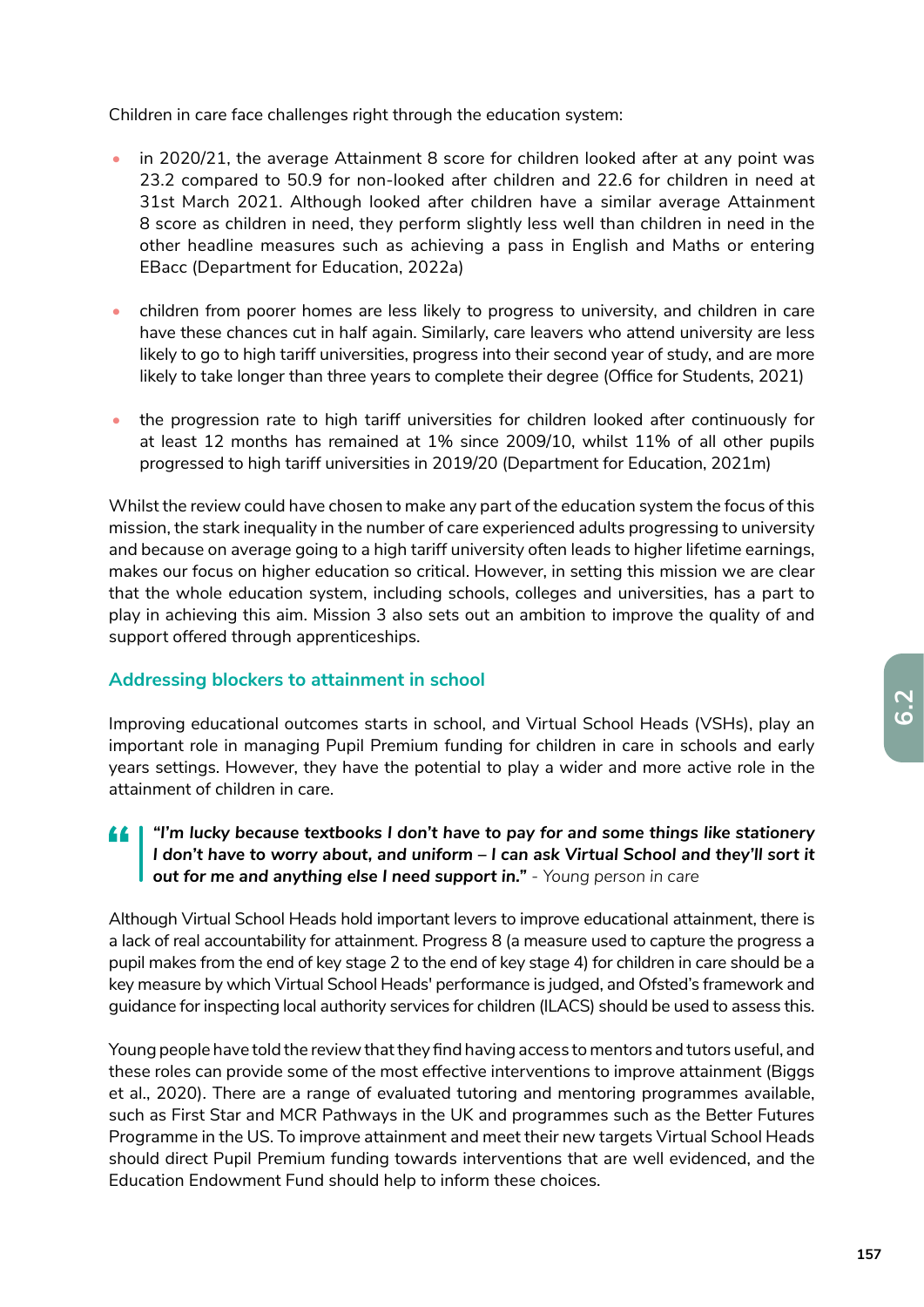Children in care face challenges right through the education system:

- in 2020/21, the average Attainment 8 score for children looked after at any point was 23.2 compared to 50.9 for non-looked after children and 22.6 for children in need at 31st March 2021. Although looked after children have a similar average Attainment 8 score as children in need, they perform slightly less well than children in need in the other headline measures such as achieving a pass in English and Maths or entering EBacc (Department for Education, 2022a)
- children from poorer homes are less likely to progress to university, and children in care have these chances cut in half again. Similarly, care leavers who attend university are less likely to go to high tariff universities, progress into their second year of study, and are more likely to take longer than three years to complete their degree (Office for Students, 2021)
- the progression rate to high tariff universities for children looked after continuously for at least 12 months has remained at 1% since 2009/10, whilst 11% of all other pupils progressed to high tariff universities in 2019/20 (Department for Education, 2021m)

Whilst the review could have chosen to make any part of the education system the focus of this mission, the stark inequality in the number of care experienced adults progressing to university and because on average going to a high tariff university often leads to higher lifetime earnings, makes our focus on higher education so critical. However, in setting this mission we are clear that the whole education system, including schools, colleges and universities, has a part to play in achieving this aim. Mission 3 also sets out an ambition to improve the quality of and support offered through apprenticeships.

### Addressing blockers to attainment in school

Improving educational outcomes starts in school, and Virtual School Heads (VSHs), play an important role in managing Pupil Premium funding for children in care in schools and early years settings. However, they have the potential to play a wider and more active role in the attainment of children in care.

> ***"I'm lucky because textbooks I don't have to pay for and some things like stationery I don't have to worry about, and uniform – I can ask Virtual School and they'll sort it out for me and anything else I need support in."*** *- Young person in care*

Although Virtual School Heads hold important levers to improve educational attainment, there is a lack of real accountability for attainment. Progress 8 (a measure used to capture the progress a pupil makes from the end of key stage 2 to the end of key stage 4) for children in care should be a key measure by which Virtual School Heads' performance is judged, and Ofsted's framework and guidance for inspecting local authority services for children (ILACS) should be used to assess this.

Young people have told the review that they find having access to mentors and tutors useful, and these roles can provide some of the most effective interventions to improve attainment (Biggs et al., 2020). There are a range of evaluated tutoring and mentoring programmes available, such as First Star and MCR Pathways in the UK and programmes such as the Better Futures Programme in the US. To improve attainment and meet their new targets Virtual School Heads should direct Pupil Premium funding towards interventions that are well evidenced, and the Education Endowment Fund should help to inform these choices.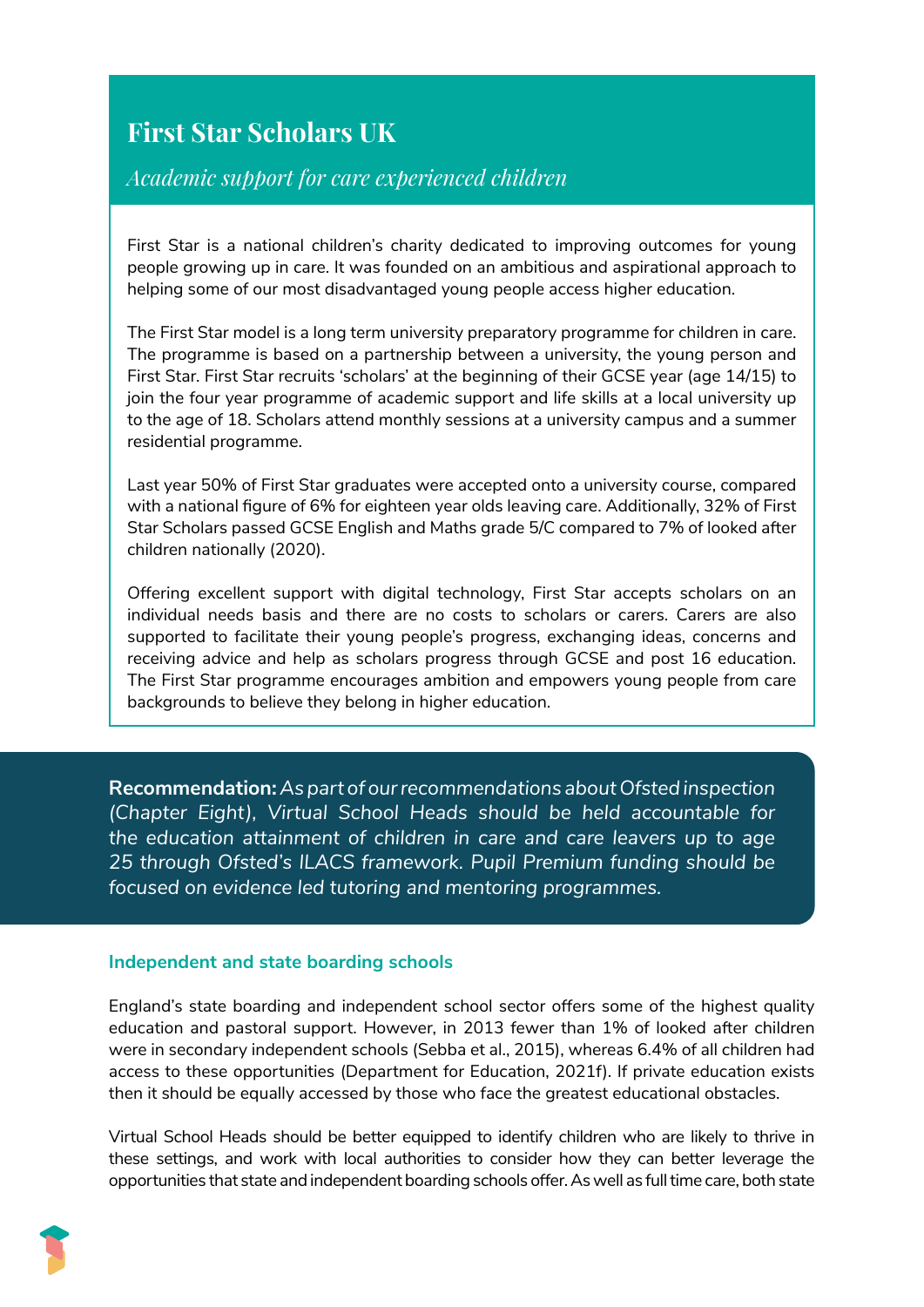## First Star Scholars UK

*Academic support for care experienced children*

First Star is a national children's charity dedicated to improving outcomes for young people growing up in care. It was founded on an ambitious and aspirational approach to helping some of our most disadvantaged young people access higher education.

The First Star model is a long term university preparatory programme for children in care. The programme is based on a partnership between a university, the young person and First Star. First Star recruits 'scholars' at the beginning of their GCSE year (age 14/15) to join the four year programme of academic support and life skills at a local university up to the age of 18. Scholars attend monthly sessions at a university campus and a summer residential programme.

Last year 50% of First Star graduates were accepted onto a university course, compared with a national figure of 6% for eighteen year olds leaving care. Additionally, 32% of First Star Scholars passed GCSE English and Maths grade 5/C compared to 7% of looked after children nationally (2020).

Offering excellent support with digital technology, First Star accepts scholars on an individual needs basis and there are no costs to scholars or carers. Carers are also supported to facilitate their young people's progress, exchanging ideas, concerns and receiving advice and help as scholars progress through GCSE and post 16 education. The First Star programme encourages ambition and empowers young people from care backgrounds to believe they belong in higher education.

**Recommendation:** *As part of our recommendations about Ofsted inspection (Chapter Eight), Virtual School Heads should be held accountable for the education attainment of children in care and care leavers up to age 25 through Ofsted's ILACS framework. Pupil Premium funding should be focused on evidence led tutoring and mentoring programmes.*

### Independent and state boarding schools

England's state boarding and independent school sector offers some of the highest quality education and pastoral support. However, in 2013 fewer than 1% of looked after children were in secondary independent schools (Sebba et al., 2015), whereas 6.4% of all children had access to these opportunities (Department for Education, 2021f). If private education exists then it should be equally accessed by those who face the greatest educational obstacles.

Virtual School Heads should be better equipped to identify children who are likely to thrive in these settings, and work with local authorities to consider how they can better leverage the opportunities that state and independent boarding schools offer. As well as full time care, both state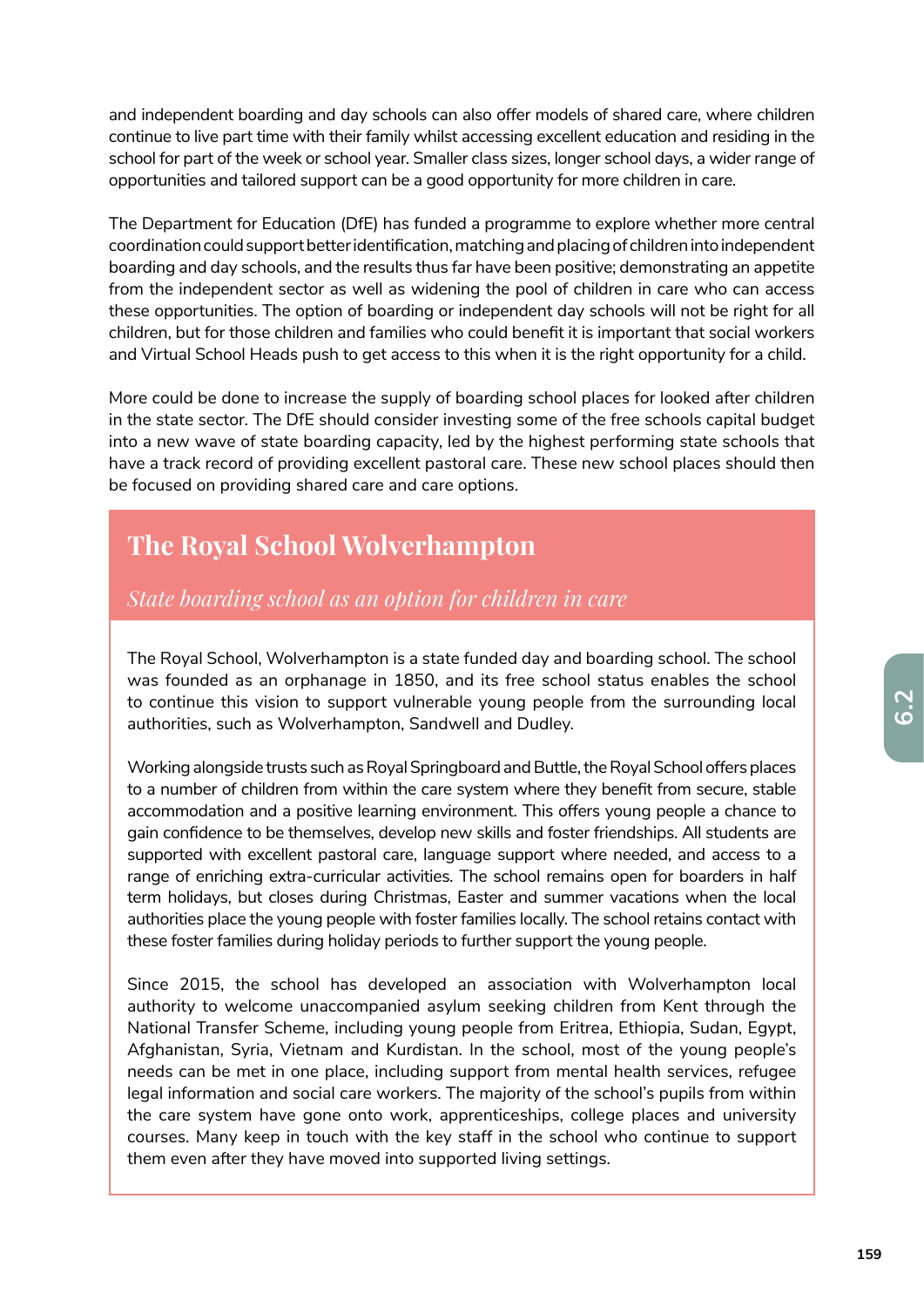and independent boarding and day schools can also offer models of shared care, where children continue to live part time with their family whilst accessing excellent education and residing in the school for part of the week or school year. Smaller class sizes, longer school days, a wider range of opportunities and tailored support can be a good opportunity for more children in care.

The Department for Education (DfE) has funded a programme to explore whether more central coordination could support better identification, matching and placing of children into independent boarding and day schools, and the results thus far have been positive; demonstrating an appetite from the independent sector as well as widening the pool of children in care who can access these opportunities. The option of boarding or independent day schools will not be right for all children, but for those children and families who could benefit it is important that social workers and Virtual School Heads push to get access to this when it is the right opportunity for a child.

More could be done to increase the supply of boarding school places for looked after children in the state sector. The DfE should consider investing some of the free schools capital budget into a new wave of state boarding capacity, led by the highest performing state schools that have a track record of providing excellent pastoral care. These new school places should then be focused on providing shared care and care options.

## The Royal School Wolverhampton

*State boarding school as an option for children in care*

The Royal School, Wolverhampton is a state funded day and boarding school. The school was founded as an orphanage in 1850, and its free school status enables the school to continue this vision to support vulnerable young people from the surrounding local authorities, such as Wolverhampton, Sandwell and Dudley.

Working alongside trusts such as Royal Springboard and Buttle, the Royal School offers places to a number of children from within the care system where they benefit from secure, stable accommodation and a positive learning environment. This offers young people a chance to gain confidence to be themselves, develop new skills and foster friendships. All students are supported with excellent pastoral care, language support where needed, and access to a range of enriching extra-curricular activities. The school remains open for boarders in half term holidays, but closes during Christmas, Easter and summer vacations when the local authorities place the young people with foster families locally. The school retains contact with these foster families during holiday periods to further support the young people.

Since 2015, the school has developed an association with Wolverhampton local authority to welcome unaccompanied asylum seeking children from Kent through the National Transfer Scheme, including young people from Eritrea, Ethiopia, Sudan, Egypt, Afghanistan, Syria, Vietnam and Kurdistan. In the school, most of the young people's needs can be met in one place, including support from mental health services, refugee legal information and social care workers. The majority of the school's pupils from within the care system have gone onto work, apprenticeships, college places and university courses. Many keep in touch with the key staff in the school who continue to support them even after they have moved into supported living settings.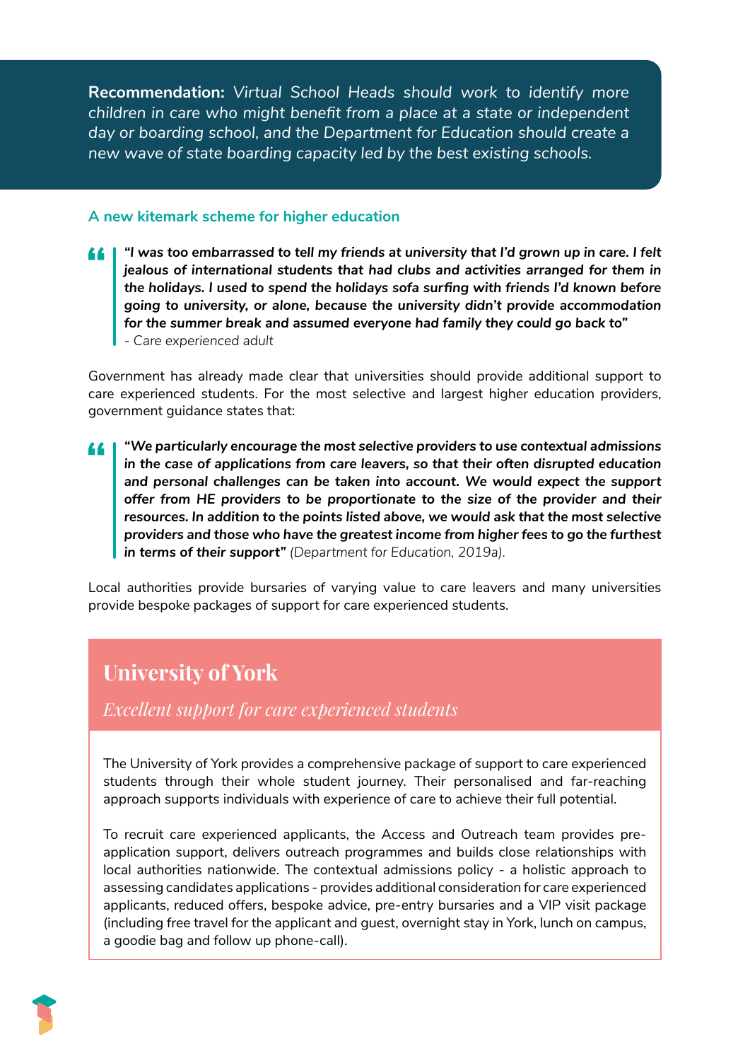**Recommendation:** *Virtual School Heads should work to identify more children in care who might benefit from a place at a state or independent day or boarding school, and the Department for Education should create a new wave of state boarding capacity led by the best existing schools.*

### A new kitemark scheme for higher education

> ***"I was too embarrassed to tell my friends at university that I'd grown up in care. I felt jealous of international students that had clubs and activities arranged for them in the holidays. I used to spend the holidays sofa surfing with friends I'd known before going to university, or alone, because the university didn't provide accommodation for the summer break and assumed everyone had family they could go back to"***
> - Care experienced adult

Government has already made clear that universities should provide additional support to care experienced students. For the most selective and largest higher education providers, government guidance states that:

> ***"We particularly encourage the most selective providers to use contextual admissions in the case of applications from care leavers, so that their often disrupted education and personal challenges can be taken into account. We would expect the support offer from HE providers to be proportionate to the size of the provider and their resources. In addition to the points listed above, we would ask that the most selective providers and those who have the greatest income from higher fees to go the furthest in terms of their support"*** *(Department for Education, 2019a).*

Local authorities provide bursaries of varying value to care leavers and many universities provide bespoke packages of support for care experienced students.

## University of York

*Excellent support for care experienced students*

The University of York provides a comprehensive package of support to care experienced students through their whole student journey. Their personalised and far-reaching approach supports individuals with experience of care to achieve their full potential.

To recruit care experienced applicants, the Access and Outreach team provides pre-application support, delivers outreach programmes and builds close relationships with local authorities nationwide. The contextual admissions policy - a holistic approach to assessing candidates applications - provides additional consideration for care experienced applicants, reduced offers, bespoke advice, pre-entry bursaries and a VIP visit package (including free travel for the applicant and guest, overnight stay in York, lunch on campus, a goodie bag and follow up phone-call).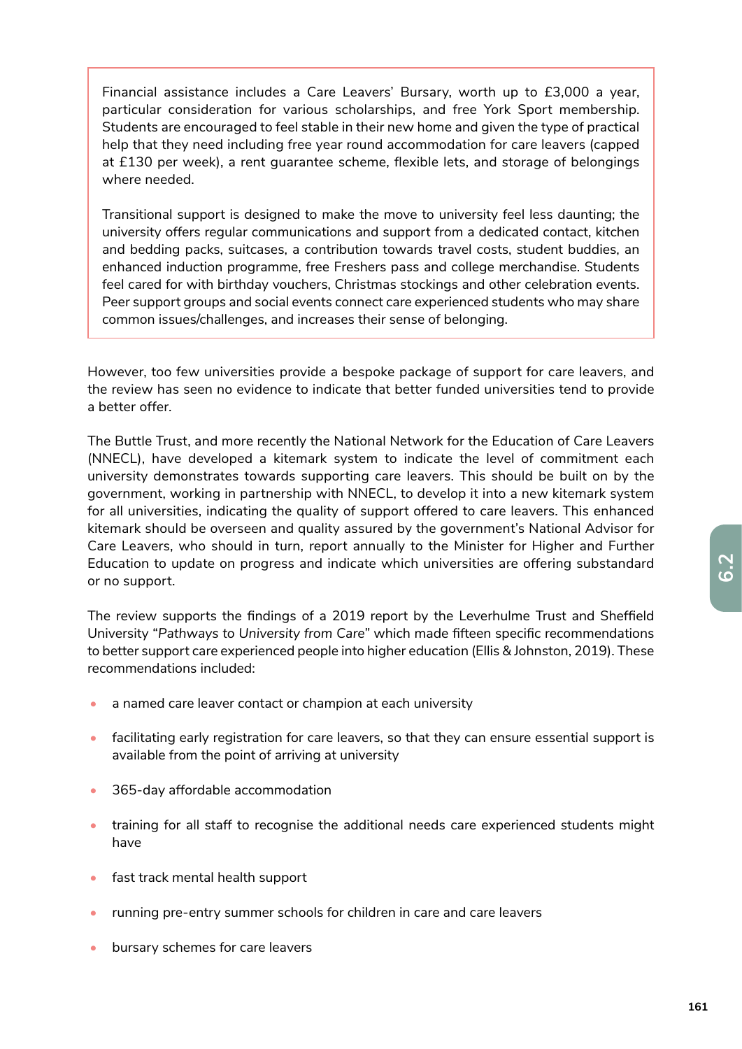Financial assistance includes a Care Leavers' Bursary, worth up to £3,000 a year, particular consideration for various scholarships, and free York Sport membership. Students are encouraged to feel stable in their new home and given the type of practical help that they need including free year round accommodation for care leavers (capped at £130 per week), a rent guarantee scheme, flexible lets, and storage of belongings where needed.

Transitional support is designed to make the move to university feel less daunting; the university offers regular communications and support from a dedicated contact, kitchen and bedding packs, suitcases, a contribution towards travel costs, student buddies, an enhanced induction programme, free Freshers pass and college merchandise. Students feel cared for with birthday vouchers, Christmas stockings and other celebration events. Peer support groups and social events connect care experienced students who may share common issues/challenges, and increases their sense of belonging.

However, too few universities provide a bespoke package of support for care leavers, and the review has seen no evidence to indicate that better funded universities tend to provide a better offer.

The Buttle Trust, and more recently the National Network for the Education of Care Leavers (NNECL), have developed a kitemark system to indicate the level of commitment each university demonstrates towards supporting care leavers. This should be built on by the government, working in partnership with NNECL, to develop it into a new kitemark system for all universities, indicating the quality of support offered to care leavers. This enhanced kitemark should be overseen and quality assured by the government's National Advisor for Care Leavers, who should in turn, report annually to the Minister for Higher and Further Education to update on progress and indicate which universities are offering substandard or no support.

The review supports the findings of a 2019 report by the Leverhulme Trust and Sheffield University "*Pathways to University from Care*" which made fifteen specific recommendations to better support care experienced people into higher education (Ellis & Johnston, 2019). These recommendations included:

- a named care leaver contact or champion at each university
- facilitating early registration for care leavers, so that they can ensure essential support is available from the point of arriving at university
- 365-day affordable accommodation
- training for all staff to recognise the additional needs care experienced students might have
- fast track mental health support
- running pre-entry summer schools for children in care and care leavers
- bursary schemes for care leavers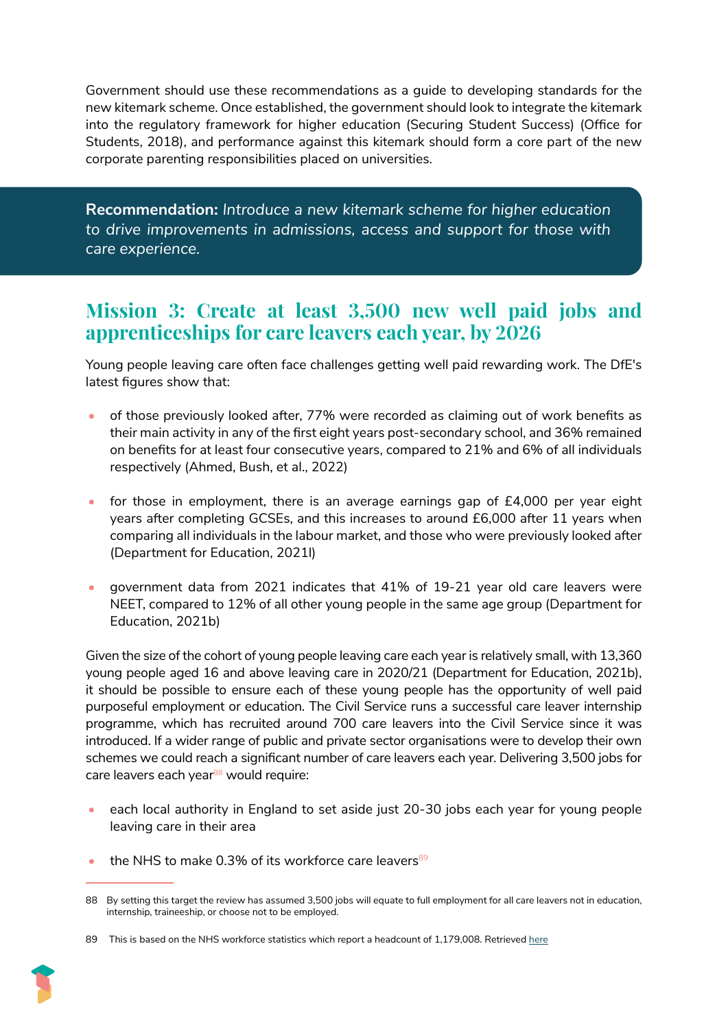Government should use these recommendations as a guide to developing standards for the new kitemark scheme. Once established, the government should look to integrate the kitemark into the regulatory framework for higher education (Securing Student Success) (Office for Students, 2018), and performance against this kitemark should form a core part of the new corporate parenting responsibilities placed on universities.

> **Recommendation:** *Introduce a new kitemark scheme for higher education to drive improvements in admissions, access and support for those with care experience.*

## Mission 3: Create at least 3,500 new well paid jobs and apprenticeships for care leavers each year, by 2026

Young people leaving care often face challenges getting well paid rewarding work. The DfE's latest figures show that:

- of those previously looked after, 77% were recorded as claiming out of work benefits as their main activity in any of the first eight years post-secondary school, and 36% remained on benefits for at least four consecutive years, compared to 21% and 6% of all individuals respectively (Ahmed, Bush, et al., 2022)
- for those in employment, there is an average earnings gap of £4,000 per year eight years after completing GCSEs, and this increases to around £6,000 after 11 years when comparing all individuals in the labour market, and those who were previously looked after (Department for Education, 2021l)
- government data from 2021 indicates that 41% of 19-21 year old care leavers were NEET, compared to 12% of all other young people in the same age group (Department for Education, 2021b)

Given the size of the cohort of young people leaving care each year is relatively small, with 13,360 young people aged 16 and above leaving care in 2020/21 (Department for Education, 2021b), it should be possible to ensure each of these young people has the opportunity of well paid purposeful employment or education. The Civil Service runs a successful care leaver internship programme, which has recruited around 700 care leavers into the Civil Service since it was introduced. If a wider range of public and private sector organisations were to develop their own schemes we could reach a significant number of care leavers each year. Delivering 3,500 jobs for care leavers each year[88] would require:

- each local authority in England to set aside just 20-30 jobs each year for young people leaving care in their area
- the NHS to make 0.3% of its workforce care leavers[89]

---

88 By setting this target the review has assumed 3,500 jobs will equate to full employment for all care leavers not in education, internship, traineeship, or choose not to be employed.

89 This is based on the NHS workforce statistics which report a headcount of 1,179,008. Retrieved here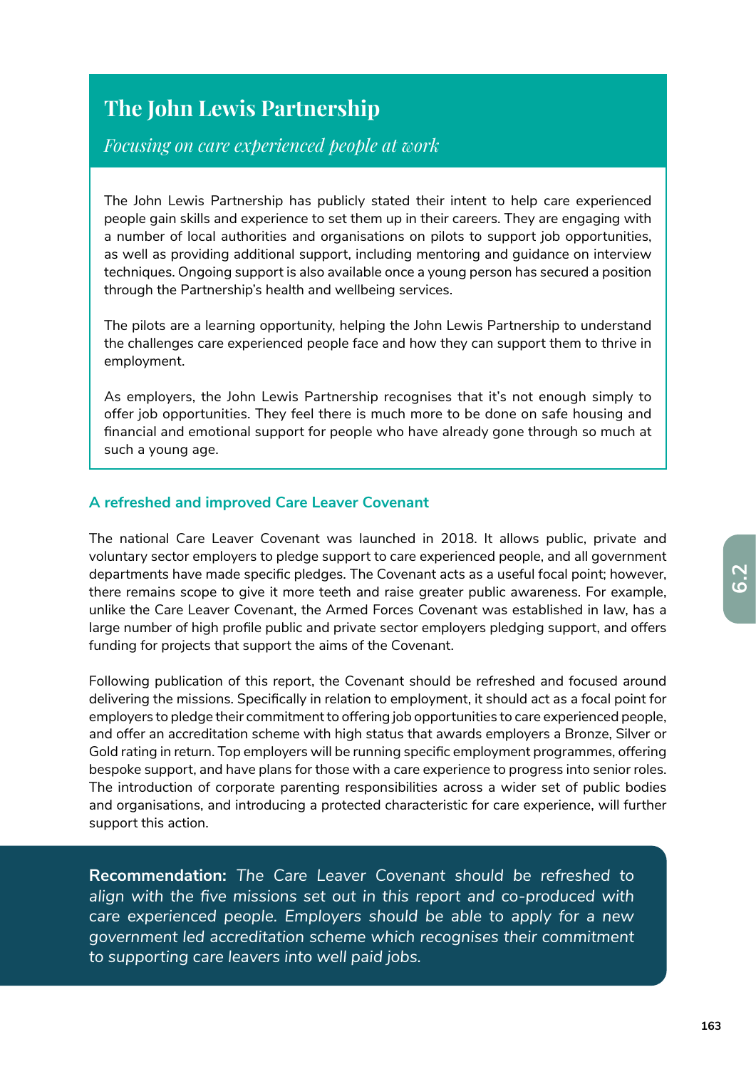## The John Lewis Partnership

*Focusing on care experienced people at work*

The John Lewis Partnership has publicly stated their intent to help care experienced people gain skills and experience to set them up in their careers. They are engaging with a number of local authorities and organisations on pilots to support job opportunities, as well as providing additional support, including mentoring and guidance on interview techniques. Ongoing support is also available once a young person has secured a position through the Partnership's health and wellbeing services.

The pilots are a learning opportunity, helping the John Lewis Partnership to understand the challenges care experienced people face and how they can support them to thrive in employment.

As employers, the John Lewis Partnership recognises that it's not enough simply to offer job opportunities. They feel there is much more to be done on safe housing and financial and emotional support for people who have already gone through so much at such a young age.

### A refreshed and improved Care Leaver Covenant

The national Care Leaver Covenant was launched in 2018. It allows public, private and voluntary sector employers to pledge support to care experienced people, and all government departments have made specific pledges. The Covenant acts as a useful focal point; however, there remains scope to give it more teeth and raise greater public awareness. For example, unlike the Care Leaver Covenant, the Armed Forces Covenant was established in law, has a large number of high profile public and private sector employers pledging support, and offers funding for projects that support the aims of the Covenant.

Following publication of this report, the Covenant should be refreshed and focused around delivering the missions. Specifically in relation to employment, it should act as a focal point for employers to pledge their commitment to offering job opportunities to care experienced people, and offer an accreditation scheme with high status that awards employers a Bronze, Silver or Gold rating in return. Top employers will be running specific employment programmes, offering bespoke support, and have plans for those with a care experience to progress into senior roles. The introduction of corporate parenting responsibilities across a wider set of public bodies and organisations, and introducing a protected characteristic for care experience, will further support this action.

**Recommendation:** *The Care Leaver Covenant should be refreshed to align with the five missions set out in this report and co-produced with care experienced people. Employers should be able to apply for a new government led accreditation scheme which recognises their commitment to supporting care leavers into well paid jobs.*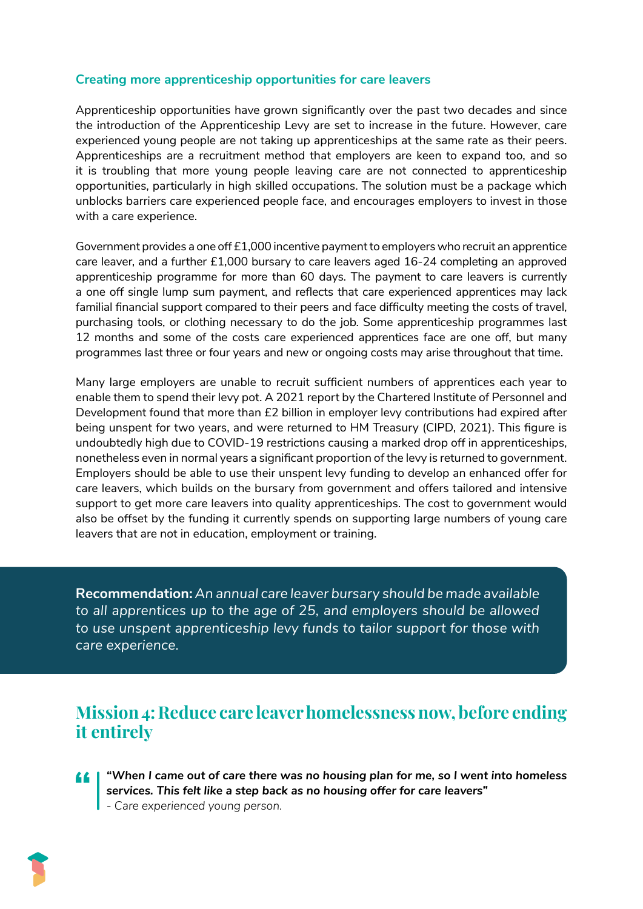### Creating more apprenticeship opportunities for care leavers

Apprenticeship opportunities have grown significantly over the past two decades and since the introduction of the Apprenticeship Levy are set to increase in the future. However, care experienced young people are not taking up apprenticeships at the same rate as their peers. Apprenticeships are a recruitment method that employers are keen to expand too, and so it is troubling that more young people leaving care are not connected to apprenticeship opportunities, particularly in high skilled occupations. The solution must be a package which unblocks barriers care experienced people face, and encourages employers to invest in those with a care experience.

Government provides a one off £1,000 incentive payment to employers who recruit an apprentice care leaver, and a further £1,000 bursary to care leavers aged 16-24 completing an approved apprenticeship programme for more than 60 days. The payment to care leavers is currently a one off single lump sum payment, and reflects that care experienced apprentices may lack familial financial support compared to their peers and face difficulty meeting the costs of travel, purchasing tools, or clothing necessary to do the job. Some apprenticeship programmes last 12 months and some of the costs care experienced apprentices face are one off, but many programmes last three or four years and new or ongoing costs may arise throughout that time.

Many large employers are unable to recruit sufficient numbers of apprentices each year to enable them to spend their levy pot. A 2021 report by the Chartered Institute of Personnel and Development found that more than £2 billion in employer levy contributions had expired after being unspent for two years, and were returned to HM Treasury (CIPD, 2021). This figure is undoubtedly high due to COVID-19 restrictions causing a marked drop off in apprenticeships, nonetheless even in normal years a significant proportion of the levy is returned to government. Employers should be able to use their unspent levy funding to develop an enhanced offer for care leavers, which builds on the bursary from government and offers tailored and intensive support to get more care leavers into quality apprenticeships. The cost to government would also be offset by the funding it currently spends on supporting large numbers of young care leavers that are not in education, employment or training.

> **Recommendation:** *An annual care leaver bursary should be made available to all apprentices up to the age of 25, and employers should be allowed to use unspent apprenticeship levy funds to tailor support for those with care experience.*

## Mission 4: Reduce care leaver homelessness now, before ending it entirely

> ***"When I came out of care there was no housing plan for me, so I went into homeless services. This felt like a step back as no housing offer for care leavers"***
> *- Care experienced young person.*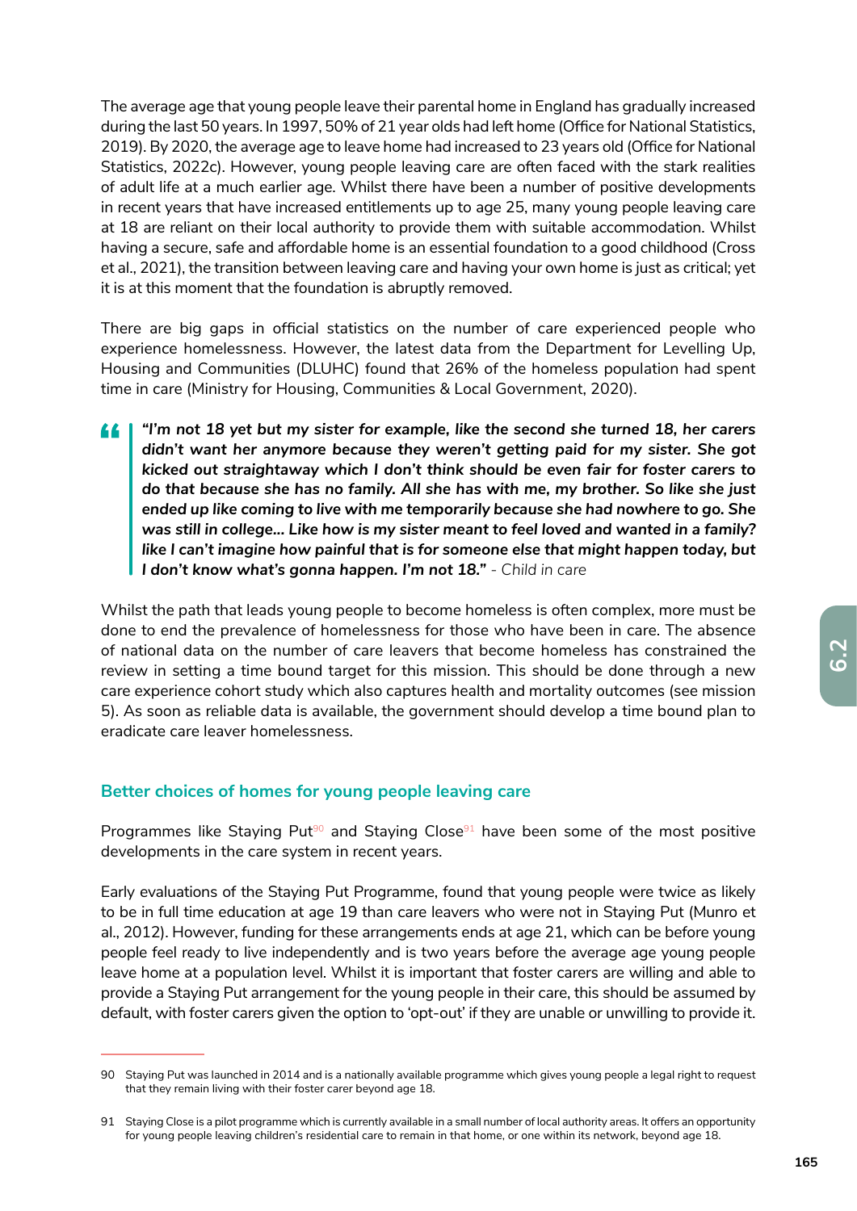The average age that young people leave their parental home in England has gradually increased during the last 50 years. In 1997, 50% of 21 year olds had left home (Office for National Statistics, 2019). By 2020, the average age to leave home had increased to 23 years old (Office for National Statistics, 2022c). However, young people leaving care are often faced with the stark realities of adult life at a much earlier age. Whilst there have been a number of positive developments in recent years that have increased entitlements up to age 25, many young people leaving care at 18 are reliant on their local authority to provide them with suitable accommodation. Whilst having a secure, safe and affordable home is an essential foundation to a good childhood (Cross et al., 2021), the transition between leaving care and having your own home is just as critical; yet it is at this moment that the foundation is abruptly removed.

There are big gaps in official statistics on the number of care experienced people who experience homelessness. However, the latest data from the Department for Levelling Up, Housing and Communities (DLUHC) found that 26% of the homeless population had spent time in care (Ministry for Housing, Communities & Local Government, 2020).

> ***"I'm not 18 yet but my sister for example, like the second she turned 18, her carers didn't want her anymore because they weren't getting paid for my sister. She got kicked out straightaway which I don't think should be even fair for foster carers to do that because she has no family. All she has with me, my brother. So like she just ended up like coming to live with me temporarily because she had nowhere to go. She was still in college... Like how is my sister meant to feel loved and wanted in a family? like I can't imagine how painful that is for someone else that might happen today, but I don't know what's gonna happen. I'm not 18."*** *- Child in care*

Whilst the path that leads young people to become homeless is often complex, more must be done to end the prevalence of homelessness for those who have been in care. The absence of national data on the number of care leavers that become homeless has constrained the review in setting a time bound target for this mission. This should be done through a new care experience cohort study which also captures health and mortality outcomes (see mission 5). As soon as reliable data is available, the government should develop a time bound plan to eradicate care leaver homelessness.

### Better choices of homes for young people leaving care

Programmes like Staying Put[90] and Staying Close[91] have been some of the most positive developments in the care system in recent years.

Early evaluations of the Staying Put Programme, found that young people were twice as likely to be in full time education at age 19 than care leavers who were not in Staying Put (Munro et al., 2012). However, funding for these arrangements ends at age 21, which can be before young people feel ready to live independently and is two years before the average age young people leave home at a population level. Whilst it is important that foster carers are willing and able to provide a Staying Put arrangement for the young people in their care, this should be assumed by default, with foster carers given the option to 'opt-out' if they are unable or unwilling to provide it.

---

90 Staying Put was launched in 2014 and is a nationally available programme which gives young people a legal right to request that they remain living with their foster carer beyond age 18.

91 Staying Close is a pilot programme which is currently available in a small number of local authority areas. It offers an opportunity for young people leaving children's residential care to remain in that home, or one within its network, beyond age 18.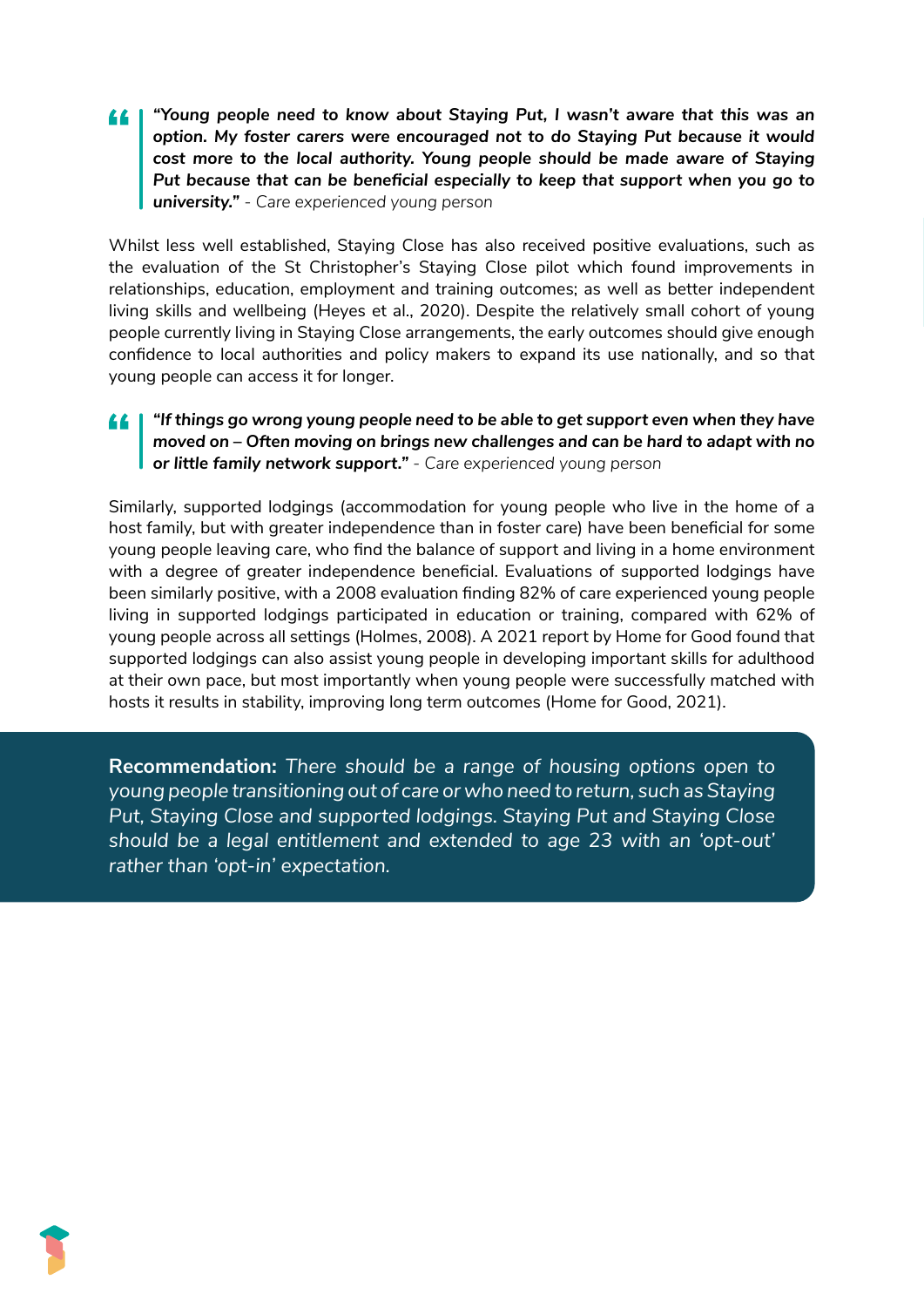> ***"Young people need to know about Staying Put, I wasn't aware that this was an option. My foster carers were encouraged not to do Staying Put because it would cost more to the local authority. Young people should be made aware of Staying Put because that can be beneficial especially to keep that support when you go to university."*** - *Care experienced young person*

Whilst less well established, Staying Close has also received positive evaluations, such as the evaluation of the St Christopher's Staying Close pilot which found improvements in relationships, education, employment and training outcomes; as well as better independent living skills and wellbeing (Heyes et al., 2020). Despite the relatively small cohort of young people currently living in Staying Close arrangements, the early outcomes should give enough confidence to local authorities and policy makers to expand its use nationally, and so that young people can access it for longer.

> ***"If things go wrong young people need to be able to get support even when they have moved on – Often moving on brings new challenges and can be hard to adapt with no or little family network support."*** - *Care experienced young person*

Similarly, supported lodgings (accommodation for young people who live in the home of a host family, but with greater independence than in foster care) have been beneficial for some young people leaving care, who find the balance of support and living in a home environment with a degree of greater independence beneficial. Evaluations of supported lodgings have been similarly positive, with a 2008 evaluation finding 82% of care experienced young people living in supported lodgings participated in education or training, compared with 62% of young people across all settings (Holmes, 2008). A 2021 report by Home for Good found that supported lodgings can also assist young people in developing important skills for adulthood at their own pace, but most importantly when young people were successfully matched with hosts it results in stability, improving long term outcomes (Home for Good, 2021).

**Recommendation:** *There should be a range of housing options open to young people transitioning out of care or who need to return, such as Staying Put, Staying Close and supported lodgings. Staying Put and Staying Close should be a legal entitlement and extended to age 23 with an 'opt-out' rather than 'opt-in' expectation.*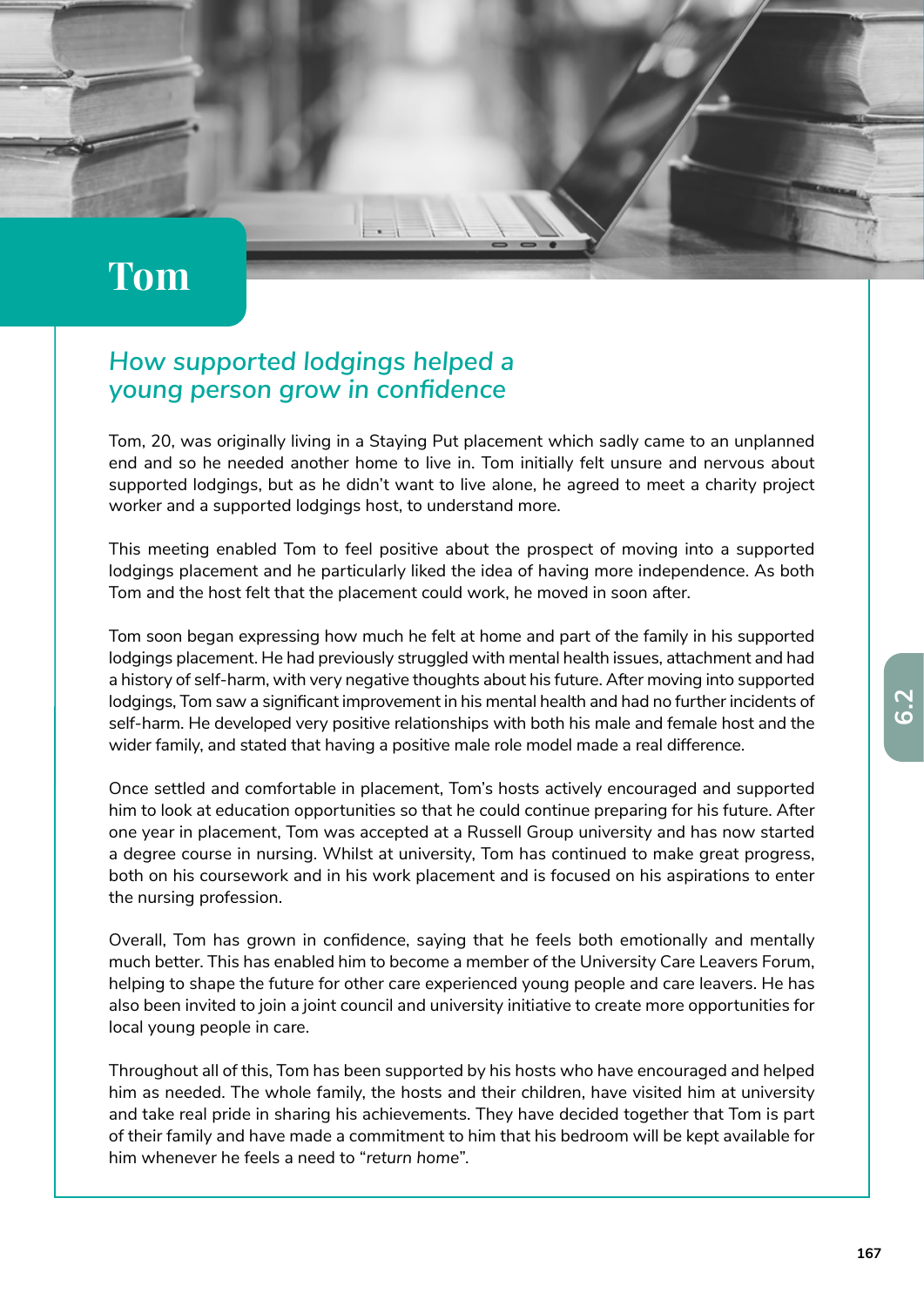# Tom

## *How supported lodgings helped a young person grow in confidence*

Tom, 20, was originally living in a Staying Put placement which sadly came to an unplanned end and so he needed another home to live in. Tom initially felt unsure and nervous about supported lodgings, but as he didn't want to live alone, he agreed to meet a charity project worker and a supported lodgings host, to understand more.

This meeting enabled Tom to feel positive about the prospect of moving into a supported lodgings placement and he particularly liked the idea of having more independence. As both Tom and the host felt that the placement could work, he moved in soon after.

Tom soon began expressing how much he felt at home and part of the family in his supported lodgings placement. He had previously struggled with mental health issues, attachment and had a history of self-harm, with very negative thoughts about his future. After moving into supported lodgings, Tom saw a significant improvement in his mental health and had no further incidents of self-harm. He developed very positive relationships with both his male and female host and the wider family, and stated that having a positive male role model made a real difference.

Once settled and comfortable in placement, Tom's hosts actively encouraged and supported him to look at education opportunities so that he could continue preparing for his future. After one year in placement, Tom was accepted at a Russell Group university and has now started a degree course in nursing. Whilst at university, Tom has continued to make great progress, both on his coursework and in his work placement and is focused on his aspirations to enter the nursing profession.

Overall, Tom has grown in confidence, saying that he feels both emotionally and mentally much better. This has enabled him to become a member of the University Care Leavers Forum, helping to shape the future for other care experienced young people and care leavers. He has also been invited to join a joint council and university initiative to create more opportunities for local young people in care.

Throughout all of this, Tom has been supported by his hosts who have encouraged and helped him as needed. The whole family, the hosts and their children, have visited him at university and take real pride in sharing his achievements. They have decided together that Tom is part of their family and have made a commitment to him that his bedroom will be kept available for him whenever he feels a need to "*return home*".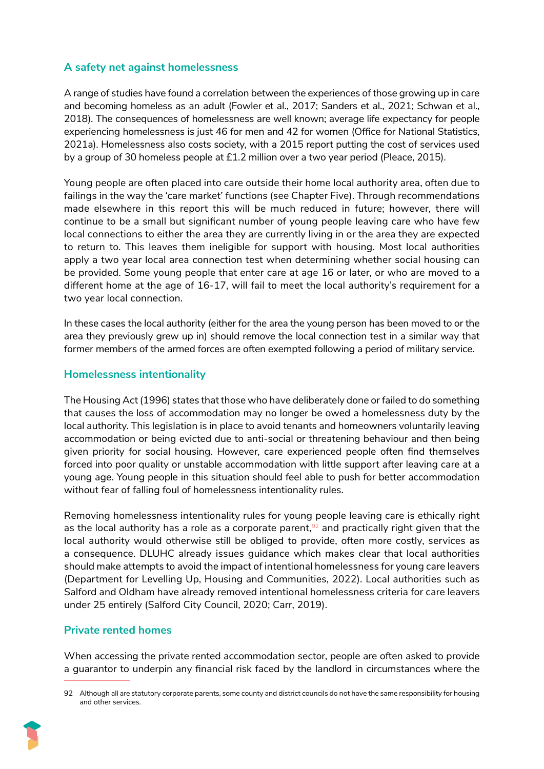## A safety net against homelessness

A range of studies have found a correlation between the experiences of those growing up in care and becoming homeless as an adult (Fowler et al., 2017; Sanders et al., 2021; Schwan et al., 2018). The consequences of homelessness are well known; average life expectancy for people experiencing homelessness is just 46 for men and 42 for women (Office for National Statistics, 2021a). Homelessness also costs society, with a 2015 report putting the cost of services used by a group of 30 homeless people at £1.2 million over a two year period (Pleace, 2015).

Young people are often placed into care outside their home local authority area, often due to failings in the way the 'care market' functions (see Chapter Five). Through recommendations made elsewhere in this report this will be much reduced in future; however, there will continue to be a small but significant number of young people leaving care who have few local connections to either the area they are currently living in or the area they are expected to return to. This leaves them ineligible for support with housing. Most local authorities apply a two year local area connection test when determining whether social housing can be provided. Some young people that enter care at age 16 or later, or who are moved to a different home at the age of 16-17, will fail to meet the local authority's requirement for a two year local connection.

In these cases the local authority (either for the area the young person has been moved to or the area they previously grew up in) should remove the local connection test in a similar way that former members of the armed forces are often exempted following a period of military service.

## Homelessness intentionality

The Housing Act (1996) states that those who have deliberately done or failed to do something that causes the loss of accommodation may no longer be owed a homelessness duty by the local authority. This legislation is in place to avoid tenants and homeowners voluntarily leaving accommodation or being evicted due to anti-social or threatening behaviour and then being given priority for social housing. However, care experienced people often find themselves forced into poor quality or unstable accommodation with little support after leaving care at a young age. Young people in this situation should feel able to push for better accommodation without fear of falling foul of homelessness intentionality rules.

Removing homelessness intentionality rules for young people leaving care is ethically right as the local authority has a role as a corporate parent,[92] and practically right given that the local authority would otherwise still be obliged to provide, often more costly, services as a consequence. DLUHC already issues guidance which makes clear that local authorities should make attempts to avoid the impact of intentional homelessness for young care leavers (Department for Levelling Up, Housing and Communities, 2022). Local authorities such as Salford and Oldham have already removed intentional homelessness criteria for care leavers under 25 entirely (Salford City Council, 2020; Carr, 2019).

## Private rented homes

When accessing the private rented accommodation sector, people are often asked to provide a guarantor to underpin any financial risk faced by the landlord in circumstances where the

---

92 Although all are statutory corporate parents, some county and district councils do not have the same responsibility for housing and other services.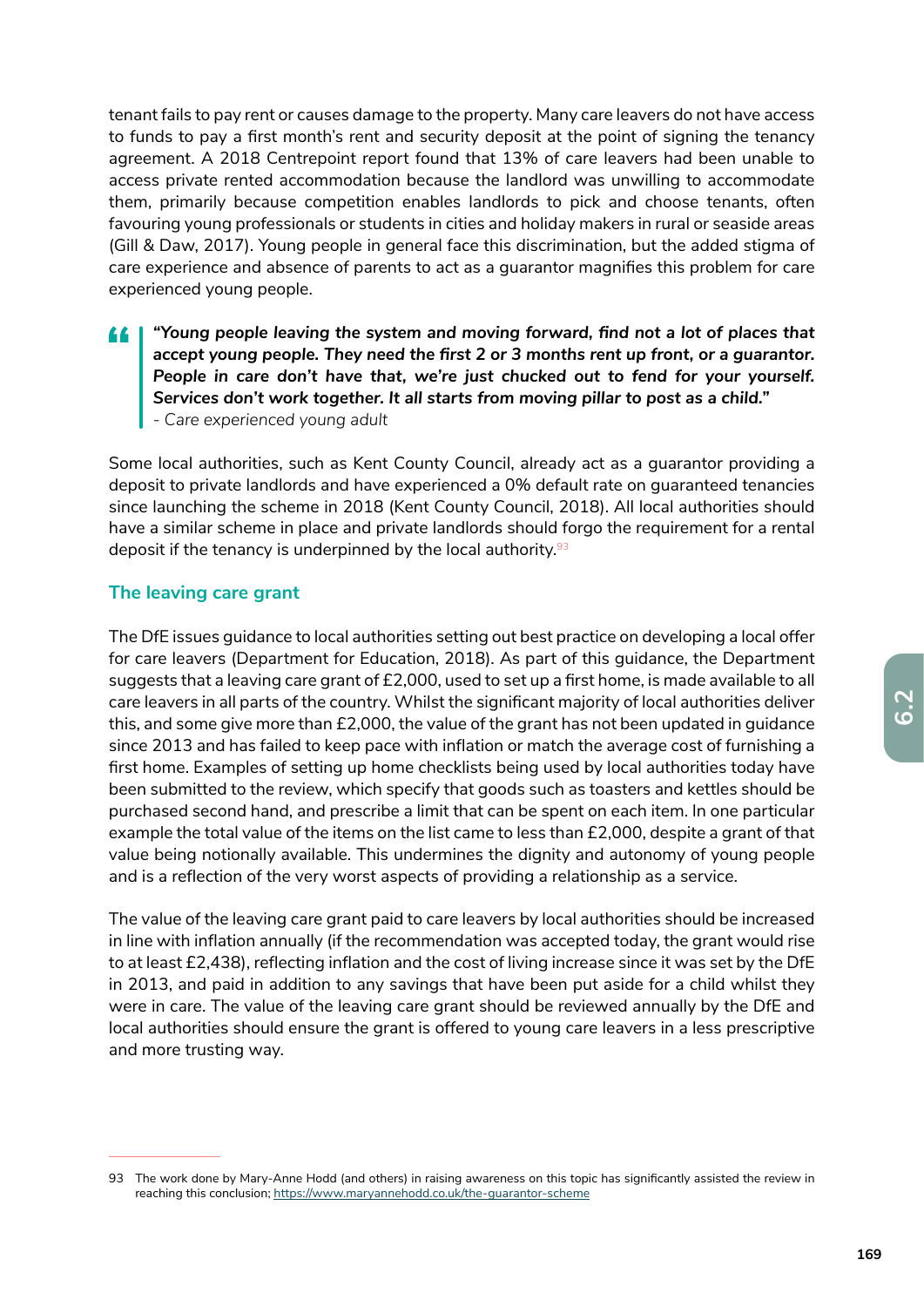tenant fails to pay rent or causes damage to the property. Many care leavers do not have access to funds to pay a first month's rent and security deposit at the point of signing the tenancy agreement. A 2018 Centrepoint report found that 13% of care leavers had been unable to access private rented accommodation because the landlord was unwilling to accommodate them, primarily because competition enables landlords to pick and choose tenants, often favouring young professionals or students in cities and holiday makers in rural or seaside areas (Gill & Daw, 2017). Young people in general face this discrimination, but the added stigma of care experience and absence of parents to act as a guarantor magnifies this problem for care experienced young people.

> ***"Young people leaving the system and moving forward, find not a lot of places that accept young people. They need the first 2 or 3 months rent up front, or a guarantor. People in care don't have that, we're just chucked out to fend for your yourself. Services don't work together. It all starts from moving pillar to post as a child."***
> *- Care experienced young adult*

Some local authorities, such as Kent County Council, already act as a guarantor providing a deposit to private landlords and have experienced a 0% default rate on guaranteed tenancies since launching the scheme in 2018 (Kent County Council, 2018). All local authorities should have a similar scheme in place and private landlords should forgo the requirement for a rental deposit if the tenancy is underpinned by the local authority.[93]

### The leaving care grant

The DfE issues guidance to local authorities setting out best practice on developing a local offer for care leavers (Department for Education, 2018). As part of this guidance, the Department suggests that a leaving care grant of £2,000, used to set up a first home, is made available to all care leavers in all parts of the country. Whilst the significant majority of local authorities deliver this, and some give more than £2,000, the value of the grant has not been updated in guidance since 2013 and has failed to keep pace with inflation or match the average cost of furnishing a first home. Examples of setting up home checklists being used by local authorities today have been submitted to the review, which specify that goods such as toasters and kettles should be purchased second hand, and prescribe a limit that can be spent on each item. In one particular example the total value of the items on the list came to less than £2,000, despite a grant of that value being notionally available. This undermines the dignity and autonomy of young people and is a reflection of the very worst aspects of providing a relationship as a service.

The value of the leaving care grant paid to care leavers by local authorities should be increased in line with inflation annually (if the recommendation was accepted today, the grant would rise to at least £2,438), reflecting inflation and the cost of living increase since it was set by the DfE in 2013, and paid in addition to any savings that have been put aside for a child whilst they were in care. The value of the leaving care grant should be reviewed annually by the DfE and local authorities should ensure the grant is offered to young care leavers in a less prescriptive and more trusting way.

---

93 The work done by Mary-Anne Hodd (and others) in raising awareness on this topic has significantly assisted the review in reaching this conclusion; https://www.maryannehodd.co.uk/the-guarantor-scheme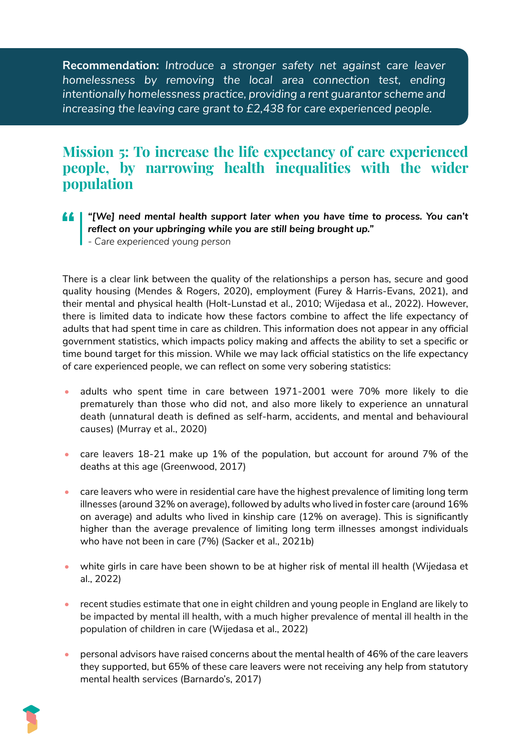**Recommendation:** *Introduce a stronger safety net against care leaver homelessness by removing the local area connection test, ending intentionally homelessness practice, providing a rent guarantor scheme and increasing the leaving care grant to £2,438 for care experienced people.*

## Mission 5: To increase the life expectancy of care experienced people, by narrowing health inequalities with the wider population

> ***"[We] need mental health support later when you have time to process. You can't reflect on your upbringing while you are still being brought up."***
> *- Care experienced young person*

There is a clear link between the quality of the relationships a person has, secure and good quality housing (Mendes & Rogers, 2020), employment (Furey & Harris-Evans, 2021), and their mental and physical health (Holt-Lunstad et al., 2010; Wijedasa et al., 2022). However, there is limited data to indicate how these factors combine to affect the life expectancy of adults that had spent time in care as children. This information does not appear in any official government statistics, which impacts policy making and affects the ability to set a specific or time bound target for this mission. While we may lack official statistics on the life expectancy of care experienced people, we can reflect on some very sobering statistics:

- adults who spent time in care between 1971-2001 were 70% more likely to die prematurely than those who did not, and also more likely to experience an unnatural death (unnatural death is defined as self-harm, accidents, and mental and behavioural causes) (Murray et al., 2020)
- care leavers 18-21 make up 1% of the population, but account for around 7% of the deaths at this age (Greenwood, 2017)
- care leavers who were in residential care have the highest prevalence of limiting long term illnesses (around 32% on average), followed by adults who lived in foster care (around 16% on average) and adults who lived in kinship care (12% on average). This is significantly higher than the average prevalence of limiting long term illnesses amongst individuals who have not been in care (7%) (Sacker et al., 2021b)
- white girls in care have been shown to be at higher risk of mental ill health (Wijedasa et al., 2022)
- recent studies estimate that one in eight children and young people in England are likely to be impacted by mental ill health, with a much higher prevalence of mental ill health in the population of children in care (Wijedasa et al., 2022)
- personal advisors have raised concerns about the mental health of 46% of the care leavers they supported, but 65% of these care leavers were not receiving any help from statutory mental health services (Barnardo's, 2017)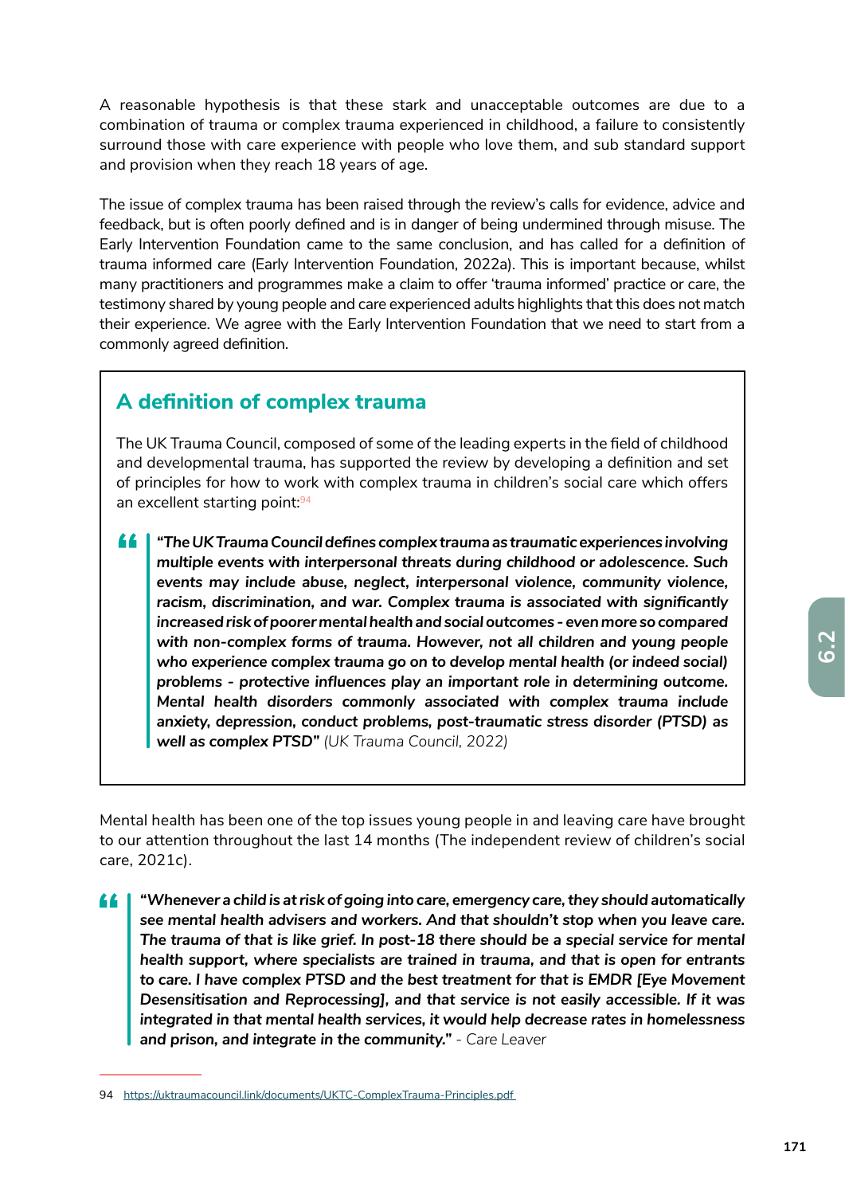A reasonable hypothesis is that these stark and unacceptable outcomes are due to a combination of trauma or complex trauma experienced in childhood, a failure to consistently surround those with care experience with people who love them, and sub standard support and provision when they reach 18 years of age.

The issue of complex trauma has been raised through the review's calls for evidence, advice and feedback, but is often poorly defined and is in danger of being undermined through misuse. The Early Intervention Foundation came to the same conclusion, and has called for a definition of trauma informed care (Early Intervention Foundation, 2022a). This is important because, whilst many practitioners and programmes make a claim to offer 'trauma informed' practice or care, the testimony shared by young people and care experienced adults highlights that this does not match their experience. We agree with the Early Intervention Foundation that we need to start from a commonly agreed definition.

## A definition of complex trauma

The UK Trauma Council, composed of some of the leading experts in the field of childhood and developmental trauma, has supported the review by developing a definition and set of principles for how to work with complex trauma in children's social care which offers an excellent starting point:[94]

> ***"The UK Trauma Council defines complex trauma as traumatic experiences involving multiple events with interpersonal threats during childhood or adolescence. Such events may include abuse, neglect, interpersonal violence, community violence, racism, discrimination, and war. Complex trauma is associated with significantly increased risk of poorer mental health and social outcomes - even more so compared with non-complex forms of trauma. However, not all children and young people who experience complex trauma go on to develop mental health (or indeed social) problems - protective influences play an important role in determining outcome. Mental health disorders commonly associated with complex trauma include anxiety, depression, conduct problems, post-traumatic stress disorder (PTSD) as well as complex PTSD"*** *(UK Trauma Council, 2022)*

Mental health has been one of the top issues young people in and leaving care have brought to our attention throughout the last 14 months (The independent review of children's social care, 2021c).

> ***"Whenever a child is at risk of going into care, emergency care, they should automatically see mental health advisers and workers. And that shouldn't stop when you leave care. The trauma of that is like grief. In post-18 there should be a special service for mental health support, where specialists are trained in trauma, and that is open for entrants to care. I have complex PTSD and the best treatment for that is EMDR [Eye Movement Desensitisation and Reprocessing], and that service is not easily accessible. If it was integrated in that mental health services, it would help decrease rates in homelessness and prison, and integrate in the community."*** *- Care Leaver*

94 https://uktraumacouncil.link/documents/UKTC-ComplexTrauma-Principles.pdf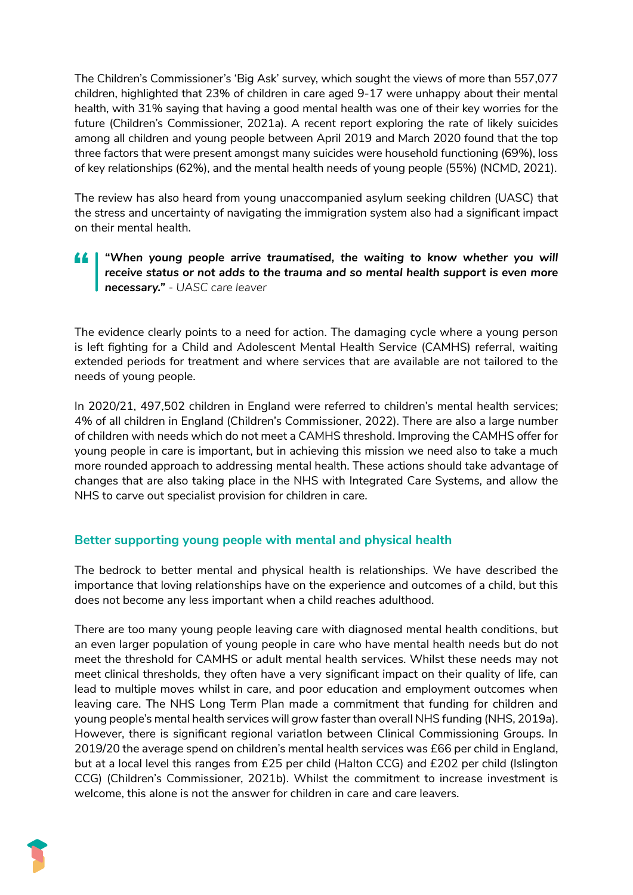The Children's Commissioner's 'Big Ask' survey, which sought the views of more than 557,077 children, highlighted that 23% of children in care aged 9-17 were unhappy about their mental health, with 31% saying that having a good mental health was one of their key worries for the future (Children's Commissioner, 2021a). A recent report exploring the rate of likely suicides among all children and young people between April 2019 and March 2020 found that the top three factors that were present amongst many suicides were household functioning (69%), loss of key relationships (62%), and the mental health needs of young people (55%) (NCMD, 2021).

The review has also heard from young unaccompanied asylum seeking children (UASC) that the stress and uncertainty of navigating the immigration system also had a significant impact on their mental health.

> ***"When young people arrive traumatised, the waiting to know whether you will receive status or not adds to the trauma and so mental health support is even more necessary."*** *- UASC care leaver*

The evidence clearly points to a need for action. The damaging cycle where a young person is left fighting for a Child and Adolescent Mental Health Service (CAMHS) referral, waiting extended periods for treatment and where services that are available are not tailored to the needs of young people.

In 2020/21, 497,502 children in England were referred to children's mental health services; 4% of all children in England (Children's Commissioner, 2022). There are also a large number of children with needs which do not meet a CAMHS threshold. Improving the CAMHS offer for young people in care is important, but in achieving this mission we need also to take a much more rounded approach to addressing mental health. These actions should take advantage of changes that are also taking place in the NHS with Integrated Care Systems, and allow the NHS to carve out specialist provision for children in care.

### Better supporting young people with mental and physical health

The bedrock to better mental and physical health is relationships. We have described the importance that loving relationships have on the experience and outcomes of a child, but this does not become any less important when a child reaches adulthood.

There are too many young people leaving care with diagnosed mental health conditions, but an even larger population of young people in care who have mental health needs but do not meet the threshold for CAMHS or adult mental health services. Whilst these needs may not meet clinical thresholds, they often have a very significant impact on their quality of life, can lead to multiple moves whilst in care, and poor education and employment outcomes when leaving care. The NHS Long Term Plan made a commitment that funding for children and young people's mental health services will grow faster than overall NHS funding (NHS, 2019a). However, there is significant regional variatlon between Clinical Commissioning Groups. In 2019/20 the average spend on children's mental health services was £66 per child in England, but at a local level this ranges from £25 per child (Halton CCG) and £202 per child (Islington CCG) (Children's Commissioner, 2021b). Whilst the commitment to increase investment is welcome, this alone is not the answer for children in care and care leavers.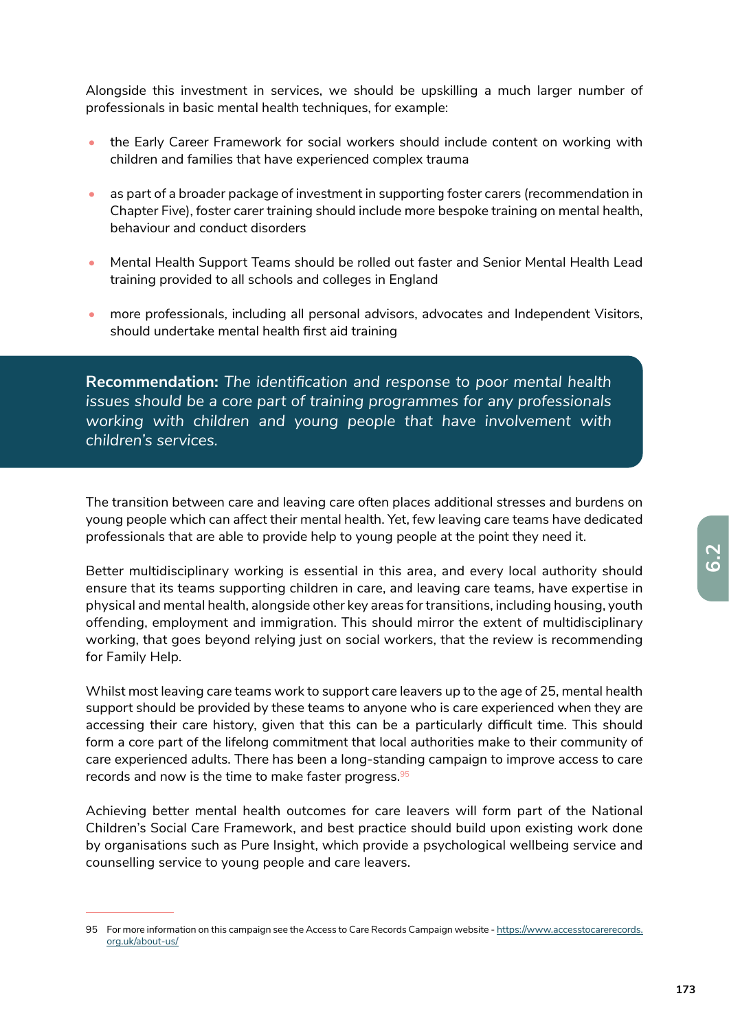Alongside this investment in services, we should be upskilling a much larger number of professionals in basic mental health techniques, for example:

- the Early Career Framework for social workers should include content on working with children and families that have experienced complex trauma
- as part of a broader package of investment in supporting foster carers (recommendation in Chapter Five), foster carer training should include more bespoke training on mental health, behaviour and conduct disorders
- Mental Health Support Teams should be rolled out faster and Senior Mental Health Lead training provided to all schools and colleges in England
- more professionals, including all personal advisors, advocates and Independent Visitors, should undertake mental health first aid training

**Recommendation:** *The identification and response to poor mental health issues should be a core part of training programmes for any professionals working with children and young people that have involvement with children's services.*

The transition between care and leaving care often places additional stresses and burdens on young people which can affect their mental health. Yet, few leaving care teams have dedicated professionals that are able to provide help to young people at the point they need it.

Better multidisciplinary working is essential in this area, and every local authority should ensure that its teams supporting children in care, and leaving care teams, have expertise in physical and mental health, alongside other key areas for transitions, including housing, youth offending, employment and immigration. This should mirror the extent of multidisciplinary working, that goes beyond relying just on social workers, that the review is recommending for Family Help.

Whilst most leaving care teams work to support care leavers up to the age of 25, mental health support should be provided by these teams to anyone who is care experienced when they are accessing their care history, given that this can be a particularly difficult time. This should form a core part of the lifelong commitment that local authorities make to their community of care experienced adults. There has been a long-standing campaign to improve access to care records and now is the time to make faster progress.[95]

Achieving better mental health outcomes for care leavers will form part of the National Children's Social Care Framework, and best practice should build upon existing work done by organisations such as Pure Insight, which provide a psychological wellbeing service and counselling service to young people and care leavers.

---

95 For more information on this campaign see the Access to Care Records Campaign website - https://www.accesstocarerecords.org.uk/about-us/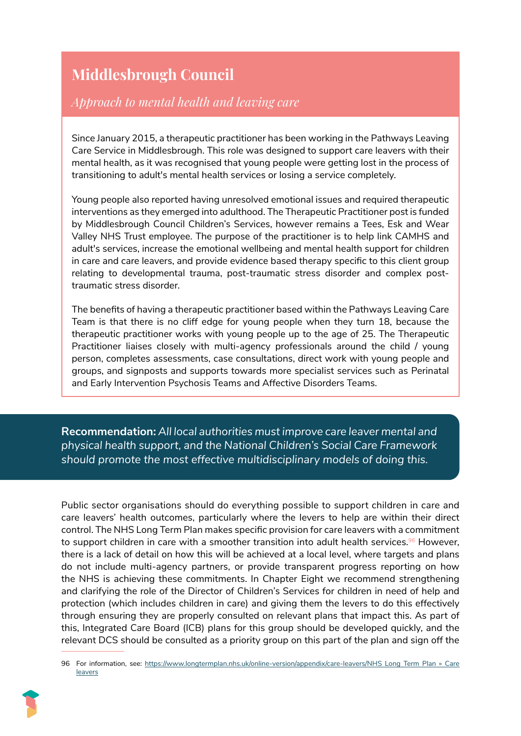## Middlesbrough Council

*Approach to mental health and leaving care*

Since January 2015, a therapeutic practitioner has been working in the Pathways Leaving Care Service in Middlesbrough. This role was designed to support care leavers with their mental health, as it was recognised that young people were getting lost in the process of transitioning to adult's mental health services or losing a service completely.

Young people also reported having unresolved emotional issues and required therapeutic interventions as they emerged into adulthood. The Therapeutic Practitioner post is funded by Middlesbrough Council Children's Services, however remains a Tees, Esk and Wear Valley NHS Trust employee. The purpose of the practitioner is to help link CAMHS and adult's services, increase the emotional wellbeing and mental health support for children in care and care leavers, and provide evidence based therapy specific to this client group relating to developmental trauma, post-traumatic stress disorder and complex post-traumatic stress disorder.

The benefits of having a therapeutic practitioner based within the Pathways Leaving Care Team is that there is no cliff edge for young people when they turn 18, because the therapeutic practitioner works with young people up to the age of 25. The Therapeutic Practitioner liaises closely with multi-agency professionals around the child / young person, completes assessments, case consultations, direct work with young people and groups, and signposts and supports towards more specialist services such as Perinatal and Early Intervention Psychosis Teams and Affective Disorders Teams.

**Recommendation:** *All local authorities must improve care leaver mental and physical health support, and the National Children's Social Care Framework should promote the most effective multidisciplinary models of doing this.*

Public sector organisations should do everything possible to support children in care and care leavers' health outcomes, particularly where the levers to help are within their direct control. The NHS Long Term Plan makes specific provision for care leavers with a commitment to support children in care with a smoother transition into adult health services.[96] However, there is a lack of detail on how this will be achieved at a local level, where targets and plans do not include multi-agency partners, or provide transparent progress reporting on how the NHS is achieving these commitments. In Chapter Eight we recommend strengthening and clarifying the role of the Director of Children's Services for children in need of help and protection (which includes children in care) and giving them the levers to do this effectively through ensuring they are properly consulted on relevant plans that impact this. As part of this, Integrated Care Board (ICB) plans for this group should be developed quickly, and the relevant DCS should be consulted as a priority group on this part of the plan and sign off the

---

96 For information, see: https://www.longtermplan.nhs.uk/online-version/appendix/care-leavers/NHS Long Term Plan » Care leavers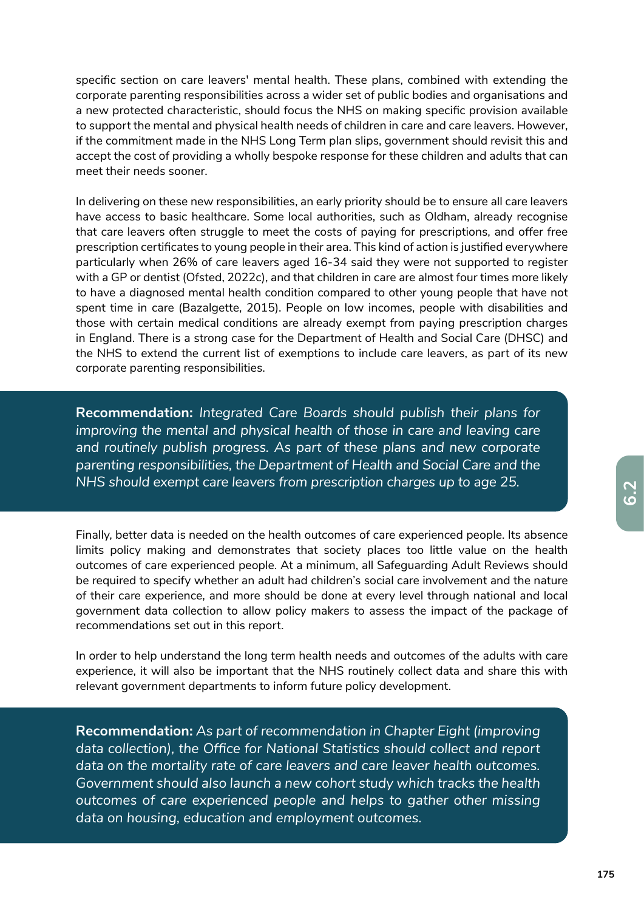specific section on care leavers' mental health. These plans, combined with extending the corporate parenting responsibilities across a wider set of public bodies and organisations and a new protected characteristic, should focus the NHS on making specific provision available to support the mental and physical health needs of children in care and care leavers. However, if the commitment made in the NHS Long Term plan slips, government should revisit this and accept the cost of providing a wholly bespoke response for these children and adults that can meet their needs sooner.

In delivering on these new responsibilities, an early priority should be to ensure all care leavers have access to basic healthcare. Some local authorities, such as Oldham, already recognise that care leavers often struggle to meet the costs of paying for prescriptions, and offer free prescription certificates to young people in their area. This kind of action is justified everywhere particularly when 26% of care leavers aged 16-34 said they were not supported to register with a GP or dentist (Ofsted, 2022c), and that children in care are almost four times more likely to have a diagnosed mental health condition compared to other young people that have not spent time in care (Bazalgette, 2015). People on low incomes, people with disabilities and those with certain medical conditions are already exempt from paying prescription charges in England. There is a strong case for the Department of Health and Social Care (DHSC) and the NHS to extend the current list of exemptions to include care leavers, as part of its new corporate parenting responsibilities.

> **Recommendation:** *Integrated Care Boards should publish their plans for improving the mental and physical health of those in care and leaving care and routinely publish progress. As part of these plans and new corporate parenting responsibilities, the Department of Health and Social Care and the NHS should exempt care leavers from prescription charges up to age 25.*

Finally, better data is needed on the health outcomes of care experienced people. Its absence limits policy making and demonstrates that society places too little value on the health outcomes of care experienced people. At a minimum, all Safeguarding Adult Reviews should be required to specify whether an adult had children's social care involvement and the nature of their care experience, and more should be done at every level through national and local government data collection to allow policy makers to assess the impact of the package of recommendations set out in this report.

In order to help understand the long term health needs and outcomes of the adults with care experience, it will also be important that the NHS routinely collect data and share this with relevant government departments to inform future policy development.

> **Recommendation:** *As part of recommendation in Chapter Eight (improving data collection), the Office for National Statistics should collect and report data on the mortality rate of care leavers and care leaver health outcomes. Government should also launch a new cohort study which tracks the health outcomes of care experienced people and helps to gather other missing data on housing, education and employment outcomes.*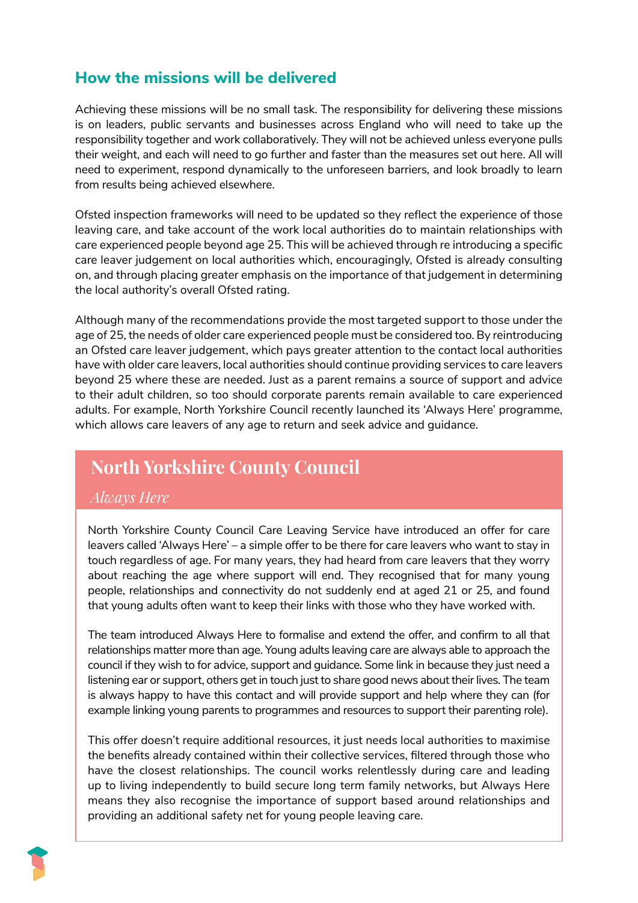## How the missions will be delivered

Achieving these missions will be no small task. The responsibility for delivering these missions is on leaders, public servants and businesses across England who will need to take up the responsibility together and work collaboratively. They will not be achieved unless everyone pulls their weight, and each will need to go further and faster than the measures set out here. All will need to experiment, respond dynamically to the unforeseen barriers, and look broadly to learn from results being achieved elsewhere.

Ofsted inspection frameworks will need to be updated so they reflect the experience of those leaving care, and take account of the work local authorities do to maintain relationships with care experienced people beyond age 25. This will be achieved through re introducing a specific care leaver judgement on local authorities which, encouragingly, Ofsted is already consulting on, and through placing greater emphasis on the importance of that judgement in determining the local authority's overall Ofsted rating.

Although many of the recommendations provide the most targeted support to those under the age of 25, the needs of older care experienced people must be considered too. By reintroducing an Ofsted care leaver judgement, which pays greater attention to the contact local authorities have with older care leavers, local authorities should continue providing services to care leavers beyond 25 where these are needed. Just as a parent remains a source of support and advice to their adult children, so too should corporate parents remain available to care experienced adults. For example, North Yorkshire Council recently launched its 'Always Here' programme, which allows care leavers of any age to return and seek advice and guidance.

### North Yorkshire County Council

*Always Here*

North Yorkshire County Council Care Leaving Service have introduced an offer for care leavers called 'Always Here' – a simple offer to be there for care leavers who want to stay in touch regardless of age. For many years, they had heard from care leavers that they worry about reaching the age where support will end. They recognised that for many young people, relationships and connectivity do not suddenly end at aged 21 or 25, and found that young adults often want to keep their links with those who they have worked with.

The team introduced Always Here to formalise and extend the offer, and confirm to all that relationships matter more than age. Young adults leaving care are always able to approach the council if they wish to for advice, support and guidance. Some link in because they just need a listening ear or support, others get in touch just to share good news about their lives. The team is always happy to have this contact and will provide support and help where they can (for example linking young parents to programmes and resources to support their parenting role).

This offer doesn't require additional resources, it just needs local authorities to maximise the benefits already contained within their collective services, filtered through those who have the closest relationships. The council works relentlessly during care and leading up to living independently to build secure long term family networks, but Always Here means they also recognise the importance of support based around relationships and providing an additional safety net for young people leaving care.